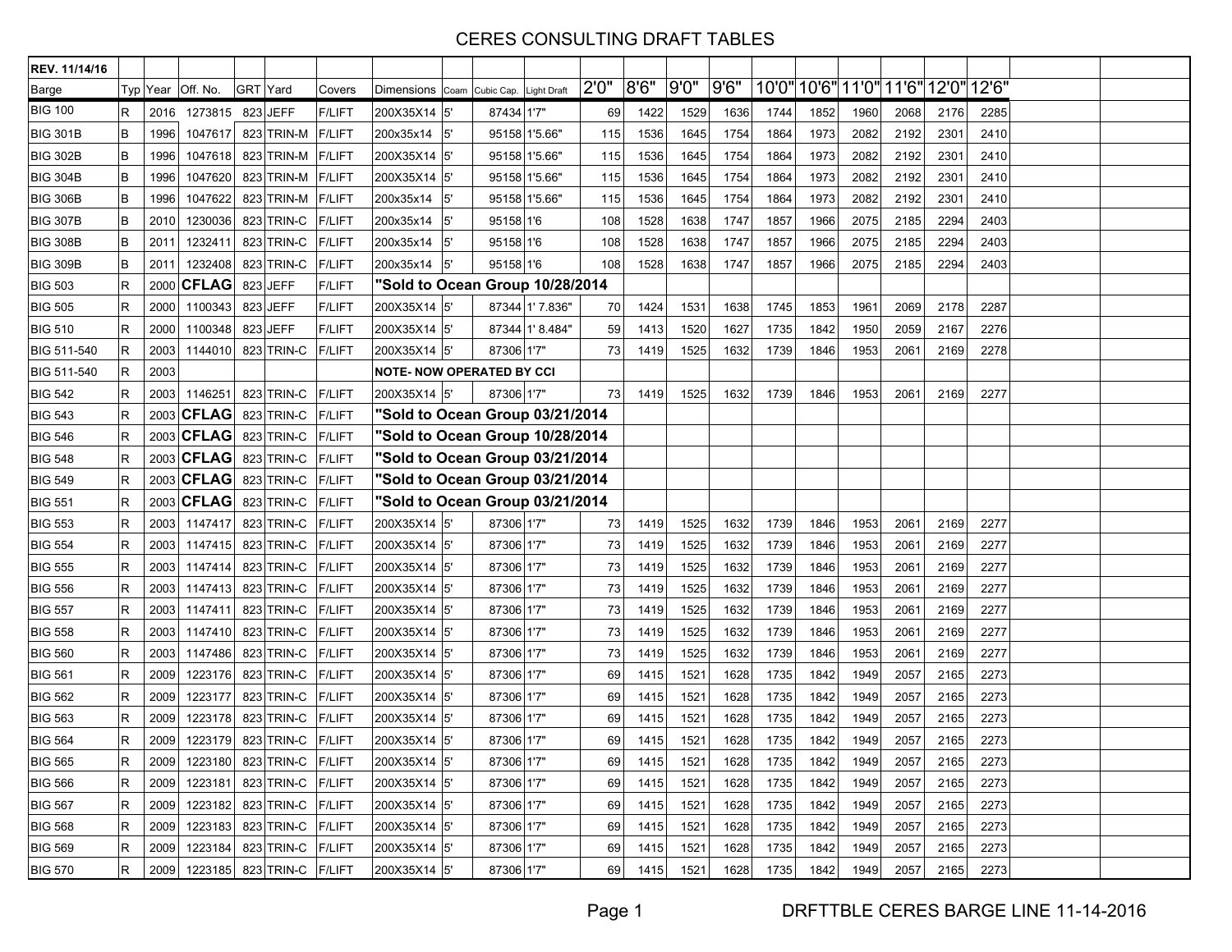# CERES CONSULTING DRAFT TABLES

| REV. 11/14/16 | | | | | | | | | | | | | | | | | | | | | | |
|---|---|---|---|---|---|---|---|---|---|---|---|---|---|---|---|---|---|---|---|---|---|---|
| Barge | Typ | Year | Off. No. | GRT | Yard | Covers | Dimensions | Coam | Cubic Cap. | Light Draft | 2'0" | 8'6" | 9'0" | 9'6" | 10'0" | 10'6" | 11'0" | 11'6" | 12'0" | 12'6" | | |
| BIG 100 | R | 2016 | 1273815 | 823 | JEFF | F/LIFT | 200X35X14 | 5' | 87434 | 1'7" | 69 | 1422 | 1529 | 1636 | 1744 | 1852 | 1960 | 2068 | 2176 | 2285 | | |
| BIG 301B | B | 1996 | 1047617 | 823 | TRIN-M | F/LIFT | 200x35x14 | 5' | 95158 | 1'5.66" | 115 | 1536 | 1645 | 1754 | 1864 | 1973 | 2082 | 2192 | 2301 | 2410 | | |
| BIG 302B | B | 1996 | 1047618 | 823 | TRIN-M | F/LIFT | 200X35X14 | 5' | 95158 | 1'5.66" | 115 | 1536 | 1645 | 1754 | 1864 | 1973 | 2082 | 2192 | 2301 | 2410 | | |
| BIG 304B | B | 1996 | 1047620 | 823 | TRIN-M | F/LIFT | 200X35X14 | 5' | 95158 | 1'5.66" | 115 | 1536 | 1645 | 1754 | 1864 | 1973 | 2082 | 2192 | 2301 | 2410 | | |
| BIG 306B | B | 1996 | 1047622 | 823 | TRIN-M | F/LIFT | 200x35x14 | 5' | 95158 | 1'5.66" | 115 | 1536 | 1645 | 1754 | 1864 | 1973 | 2082 | 2192 | 2301 | 2410 | | |
| BIG 307B | B | 2010 | 1230036 | 823 | TRIN-C | F/LIFT | 200x35x14 | 5' | 95158 | 1'6 | 108 | 1528 | 1638 | 1747 | 1857 | 1966 | 2075 | 2185 | 2294 | 2403 | | |
| BIG 308B | B | 2011 | 1232411 | 823 | TRIN-C | F/LIFT | 200x35x14 | 5' | 95158 | 1'6 | 108 | 1528 | 1638 | 1747 | 1857 | 1966 | 2075 | 2185 | 2294 | 2403 | | |
| BIG 309B | B | 2011 | 1232408 | 823 | TRIN-C | F/LIFT | 200x35x14 | 5' | 95158 | 1'6 | 108 | 1528 | 1638 | 1747 | 1857 | 1966 | 2075 | 2185 | 2294 | 2403 | | |
| BIG 503 | R | 2000 | **CFLAG** | 823 | JEFF | F/LIFT | **"Sold to Ocean Group 10/28/2014** | | | | | | | | | | | | | | | |
| BIG 505 | R | 2000 | 1100343 | 823 | JEFF | F/LIFT | 200X35X14 | 5' | 87344 | 1' 7.836" | 70 | 1424 | 1531 | 1638 | 1745 | 1853 | 1961 | 2069 | 2178 | 2287 | | |
| BIG 510 | R | 2000 | 1100348 | 823 | JEFF | F/LIFT | 200X35X14 | 5' | 87344 | 1' 8.484" | 59 | 1413 | 1520 | 1627 | 1735 | 1842 | 1950 | 2059 | 2167 | 2276 | | |
| BIG 511-540 | R | 2003 | 1144010 | 823 | TRIN-C | F/LIFT | 200X35X14 | 5' | 87306 | 1'7" | 73 | 1419 | 1525 | 1632 | 1739 | 1846 | 1953 | 2061 | 2169 | 2278 | | |
| BIG 511-540 | R | 2003 | | | | | **NOTE- NOW OPERATED BY CCI** | | | | | | | | | | | | | | | |
| BIG 542 | R | 2003 | 1146251 | 823 | TRIN-C | F/LIFT | 200X35X14 | 5' | 87306 | 1'7" | 73 | 1419 | 1525 | 1632 | 1739 | 1846 | 1953 | 2061 | 2169 | 2277 | | |
| BIG 543 | R | 2003 | **CFLAG** | 823 | TRIN-C | F/LIFT | **"Sold to Ocean Group 03/21/2014** | | | | | | | | | | | | | | | |
| BIG 546 | R | 2003 | **CFLAG** | 823 | TRIN-C | F/LIFT | **"Sold to Ocean Group 10/28/2014** | | | | | | | | | | | | | | | |
| BIG 548 | R | 2003 | **CFLAG** | 823 | TRIN-C | F/LIFT | **"Sold to Ocean Group 03/21/2014** | | | | | | | | | | | | | | | |
| BIG 549 | R | 2003 | **CFLAG** | 823 | TRIN-C | F/LIFT | **"Sold to Ocean Group 03/21/2014** | | | | | | | | | | | | | | | |
| BIG 551 | R | 2003 | **CFLAG** | 823 | TRIN-C | F/LIFT | **"Sold to Ocean Group 03/21/2014** | | | | | | | | | | | | | | | |
| BIG 553 | R | 2003 | 1147417 | 823 | TRIN-C | F/LIFT | 200X35X14 | 5' | 87306 | 1'7" | 73 | 1419 | 1525 | 1632 | 1739 | 1846 | 1953 | 2061 | 2169 | 2277 | | |
| BIG 554 | R | 2003 | 1147415 | 823 | TRIN-C | F/LIFT | 200X35X14 | 5' | 87306 | 1'7" | 73 | 1419 | 1525 | 1632 | 1739 | 1846 | 1953 | 2061 | 2169 | 2277 | | |
| BIG 555 | R | 2003 | 1147414 | 823 | TRIN-C | F/LIFT | 200X35X14 | 5' | 87306 | 1'7" | 73 | 1419 | 1525 | 1632 | 1739 | 1846 | 1953 | 2061 | 2169 | 2277 | | |
| BIG 556 | R | 2003 | 1147413 | 823 | TRIN-C | F/LIFT | 200X35X14 | 5' | 87306 | 1'7" | 73 | 1419 | 1525 | 1632 | 1739 | 1846 | 1953 | 2061 | 2169 | 2277 | | |
| BIG 557 | R | 2003 | 1147411 | 823 | TRIN-C | F/LIFT | 200X35X14 | 5' | 87306 | 1'7" | 73 | 1419 | 1525 | 1632 | 1739 | 1846 | 1953 | 2061 | 2169 | 2277 | | |
| BIG 558 | R | 2003 | 1147410 | 823 | TRIN-C | F/LIFT | 200X35X14 | 5' | 87306 | 1'7" | 73 | 1419 | 1525 | 1632 | 1739 | 1846 | 1953 | 2061 | 2169 | 2277 | | |
| BIG 560 | R | 2003 | 1147486 | 823 | TRIN-C | F/LIFT | 200X35X14 | 5' | 87306 | 1'7" | 73 | 1419 | 1525 | 1632 | 1739 | 1846 | 1953 | 2061 | 2169 | 2277 | | |
| BIG 561 | R | 2009 | 1223176 | 823 | TRIN-C | F/LIFT | 200X35X14 | 5' | 87306 | 1'7" | 69 | 1415 | 1521 | 1628 | 1735 | 1842 | 1949 | 2057 | 2165 | 2273 | | |
| BIG 562 | R | 2009 | 1223177 | 823 | TRIN-C | F/LIFT | 200X35X14 | 5' | 87306 | 1'7" | 69 | 1415 | 1521 | 1628 | 1735 | 1842 | 1949 | 2057 | 2165 | 2273 | | |
| BIG 563 | R | 2009 | 1223178 | 823 | TRIN-C | F/LIFT | 200X35X14 | 5' | 87306 | 1'7" | 69 | 1415 | 1521 | 1628 | 1735 | 1842 | 1949 | 2057 | 2165 | 2273 | | |
| BIG 564 | R | 2009 | 1223179 | 823 | TRIN-C | F/LIFT | 200X35X14 | 5' | 87306 | 1'7" | 69 | 1415 | 1521 | 1628 | 1735 | 1842 | 1949 | 2057 | 2165 | 2273 | | |
| BIG 565 | R | 2009 | 1223180 | 823 | TRIN-C | F/LIFT | 200X35X14 | 5' | 87306 | 1'7" | 69 | 1415 | 1521 | 1628 | 1735 | 1842 | 1949 | 2057 | 2165 | 2273 | | |
| BIG 566 | R | 2009 | 1223181 | 823 | TRIN-C | F/LIFT | 200X35X14 | 5' | 87306 | 1'7" | 69 | 1415 | 1521 | 1628 | 1735 | 1842 | 1949 | 2057 | 2165 | 2273 | | |
| BIG 567 | R | 2009 | 1223182 | 823 | TRIN-C | F/LIFT | 200X35X14 | 5' | 87306 | 1'7" | 69 | 1415 | 1521 | 1628 | 1735 | 1842 | 1949 | 2057 | 2165 | 2273 | | |
| BIG 568 | R | 2009 | 1223183 | 823 | TRIN-C | F/LIFT | 200X35X14 | 5' | 87306 | 1'7" | 69 | 1415 | 1521 | 1628 | 1735 | 1842 | 1949 | 2057 | 2165 | 2273 | | |
| BIG 569 | R | 2009 | 1223184 | 823 | TRIN-C | F/LIFT | 200X35X14 | 5' | 87306 | 1'7" | 69 | 1415 | 1521 | 1628 | 1735 | 1842 | 1949 | 2057 | 2165 | 2273 | | |
| BIG 570 | R | 2009 | 1223185 | 823 | TRIN-C | F/LIFT | 200X35X14 | 5' | 87306 | 1'7" | 69 | 1415 | 1521 | 1628 | 1735 | 1842 | 1949 | 2057 | 2165 | 2273 | | |

DRFTTBLE CERES BARGE LINE 11-14-2016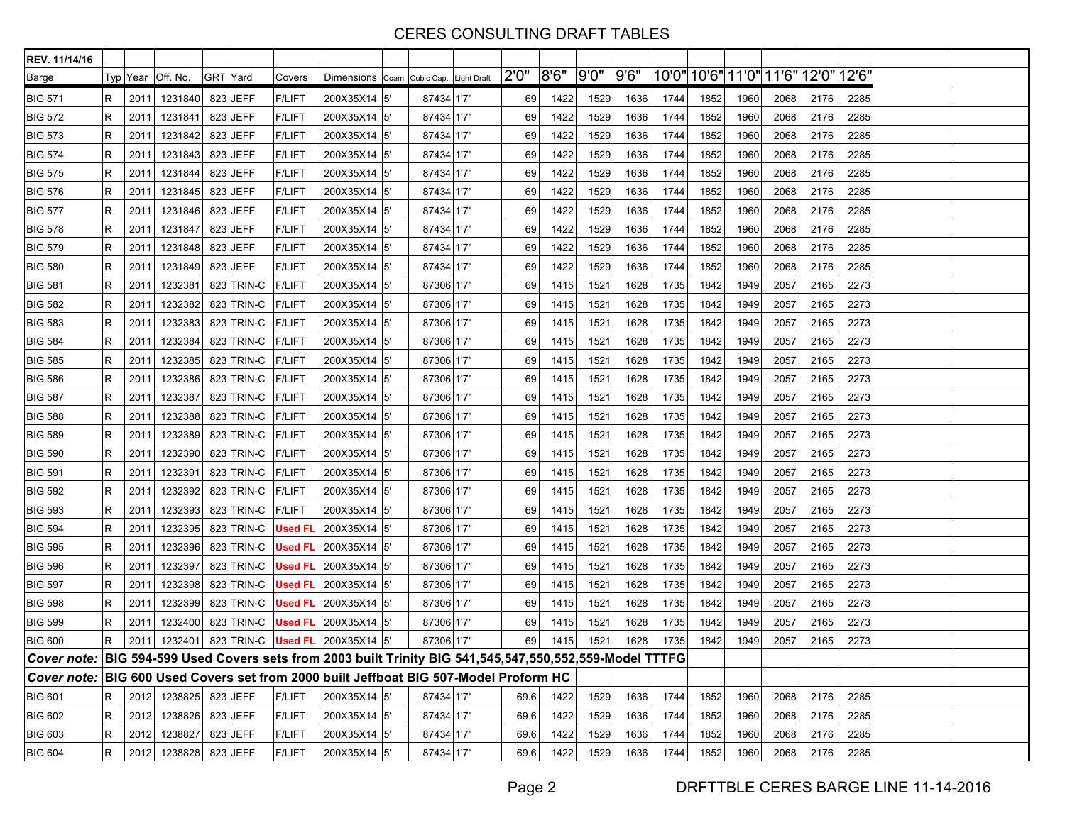# CERES CONSULTING DRAFT TABLES

| REV. 11/14/16 | | | | | | | | | | | | | | | | | | | | | | | |
|---|---|---|---|---|---|---|---|---|---|---|---|---|---|---|---|---|---|---|---|---|---|---|---|
| Barge | Typ | Year | Off. No. | GRT | Yard | Covers | Dimensions | Coam | Cubic Cap. | Light Draft | 2'0" | 8'6" | 9'0" | 9'6" | 10'0" | 10'6" | 11'0" | 11'6" | 12'0" | 12'6" | | |
| BIG 571 | R | 2011 | 1231840 | 823 | JEFF | F/LIFT | 200X35X14 | 5' | 87434 | 1'7" | 69 | 1422 | 1529 | 1636 | 1744 | 1852 | 1960 | 2068 | 2176 | 2285 | | |
| BIG 572 | R | 2011 | 1231841 | 823 | JEFF | F/LIFT | 200X35X14 | 5' | 87434 | 1'7" | 69 | 1422 | 1529 | 1636 | 1744 | 1852 | 1960 | 2068 | 2176 | 2285 | | |
| BIG 573 | R | 2011 | 1231842 | 823 | JEFF | F/LIFT | 200X35X14 | 5' | 87434 | 1'7" | 69 | 1422 | 1529 | 1636 | 1744 | 1852 | 1960 | 2068 | 2176 | 2285 | | |
| BIG 574 | R | 2011 | 1231843 | 823 | JEFF | F/LIFT | 200X35X14 | 5' | 87434 | 1'7" | 69 | 1422 | 1529 | 1636 | 1744 | 1852 | 1960 | 2068 | 2176 | 2285 | | |
| BIG 575 | R | 2011 | 1231844 | 823 | JEFF | F/LIFT | 200X35X14 | 5' | 87434 | 1'7" | 69 | 1422 | 1529 | 1636 | 1744 | 1852 | 1960 | 2068 | 2176 | 2285 | | |
| BIG 576 | R | 2011 | 1231845 | 823 | JEFF | F/LIFT | 200X35X14 | 5' | 87434 | 1'7" | 69 | 1422 | 1529 | 1636 | 1744 | 1852 | 1960 | 2068 | 2176 | 2285 | | |
| BIG 577 | R | 2011 | 1231846 | 823 | JEFF | F/LIFT | 200X35X14 | 5' | 87434 | 1'7" | 69 | 1422 | 1529 | 1636 | 1744 | 1852 | 1960 | 2068 | 2176 | 2285 | | |
| BIG 578 | R | 2011 | 1231847 | 823 | JEFF | F/LIFT | 200X35X14 | 5' | 87434 | 1'7" | 69 | 1422 | 1529 | 1636 | 1744 | 1852 | 1960 | 2068 | 2176 | 2285 | | |
| BIG 579 | R | 2011 | 1231848 | 823 | JEFF | F/LIFT | 200X35X14 | 5' | 87434 | 1'7" | 69 | 1422 | 1529 | 1636 | 1744 | 1852 | 1960 | 2068 | 2176 | 2285 | | |
| BIG 580 | R | 2011 | 1231849 | 823 | JEFF | F/LIFT | 200X35X14 | 5' | 87434 | 1'7" | 69 | 1422 | 1529 | 1636 | 1744 | 1852 | 1960 | 2068 | 2176 | 2285 | | |
| BIG 581 | R | 2011 | 1232381 | 823 | TRIN-C | F/LIFT | 200X35X14 | 5' | 87306 | 1'7" | 69 | 1415 | 1521 | 1628 | 1735 | 1842 | 1949 | 2057 | 2165 | 2273 | | |
| BIG 582 | R | 2011 | 1232382 | 823 | TRIN-C | F/LIFT | 200X35X14 | 5' | 87306 | 1'7" | 69 | 1415 | 1521 | 1628 | 1735 | 1842 | 1949 | 2057 | 2165 | 2273 | | |
| BIG 583 | R | 2011 | 1232383 | 823 | TRIN-C | F/LIFT | 200X35X14 | 5' | 87306 | 1'7" | 69 | 1415 | 1521 | 1628 | 1735 | 1842 | 1949 | 2057 | 2165 | 2273 | | |
| BIG 584 | R | 2011 | 1232384 | 823 | TRIN-C | F/LIFT | 200X35X14 | 5' | 87306 | 1'7" | 69 | 1415 | 1521 | 1628 | 1735 | 1842 | 1949 | 2057 | 2165 | 2273 | | |
| BIG 585 | R | 2011 | 1232385 | 823 | TRIN-C | F/LIFT | 200X35X14 | 5' | 87306 | 1'7" | 69 | 1415 | 1521 | 1628 | 1735 | 1842 | 1949 | 2057 | 2165 | 2273 | | |
| BIG 586 | R | 2011 | 1232386 | 823 | TRIN-C | F/LIFT | 200X35X14 | 5' | 87306 | 1'7" | 69 | 1415 | 1521 | 1628 | 1735 | 1842 | 1949 | 2057 | 2165 | 2273 | | |
| BIG 587 | R | 2011 | 1232387 | 823 | TRIN-C | F/LIFT | 200X35X14 | 5' | 87306 | 1'7" | 69 | 1415 | 1521 | 1628 | 1735 | 1842 | 1949 | 2057 | 2165 | 2273 | | |
| BIG 588 | R | 2011 | 1232388 | 823 | TRIN-C | F/LIFT | 200X35X14 | 5' | 87306 | 1'7" | 69 | 1415 | 1521 | 1628 | 1735 | 1842 | 1949 | 2057 | 2165 | 2273 | | |
| BIG 589 | R | 2011 | 1232389 | 823 | TRIN-C | F/LIFT | 200X35X14 | 5' | 87306 | 1'7" | 69 | 1415 | 1521 | 1628 | 1735 | 1842 | 1949 | 2057 | 2165 | 2273 | | |
| BIG 590 | R | 2011 | 1232390 | 823 | TRIN-C | F/LIFT | 200X35X14 | 5' | 87306 | 1'7" | 69 | 1415 | 1521 | 1628 | 1735 | 1842 | 1949 | 2057 | 2165 | 2273 | | |
| BIG 591 | R | 2011 | 1232391 | 823 | TRIN-C | F/LIFT | 200X35X14 | 5' | 87306 | 1'7" | 69 | 1415 | 1521 | 1628 | 1735 | 1842 | 1949 | 2057 | 2165 | 2273 | | |
| BIG 592 | R | 2011 | 1232392 | 823 | TRIN-C | F/LIFT | 200X35X14 | 5' | 87306 | 1'7" | 69 | 1415 | 1521 | 1628 | 1735 | 1842 | 1949 | 2057 | 2165 | 2273 | | |
| BIG 593 | R | 2011 | 1232393 | 823 | TRIN-C | F/LIFT | 200X35X14 | 5' | 87306 | 1'7" | 69 | 1415 | 1521 | 1628 | 1735 | 1842 | 1949 | 2057 | 2165 | 2273 | | |
| BIG 594 | R | 2011 | 1232395 | 823 | TRIN-C | **Used FL** | 200X35X14 | 5' | 87306 | 1'7" | 69 | 1415 | 1521 | 1628 | 1735 | 1842 | 1949 | 2057 | 2165 | 2273 | | |
| BIG 595 | R | 2011 | 1232396 | 823 | TRIN-C | **Used FL** | 200X35X14 | 5' | 87306 | 1'7" | 69 | 1415 | 1521 | 1628 | 1735 | 1842 | 1949 | 2057 | 2165 | 2273 | | |
| BIG 596 | R | 2011 | 1232397 | 823 | TRIN-C | **Used FL** | 200X35X14 | 5' | 87306 | 1'7" | 69 | 1415 | 1521 | 1628 | 1735 | 1842 | 1949 | 2057 | 2165 | 2273 | | |
| BIG 597 | R | 2011 | 1232398 | 823 | TRIN-C | **Used FL** | 200X35X14 | 5' | 87306 | 1'7" | 69 | 1415 | 1521 | 1628 | 1735 | 1842 | 1949 | 2057 | 2165 | 2273 | | |
| BIG 598 | R | 2011 | 1232399 | 823 | TRIN-C | **Used FL** | 200X35X14 | 5' | 87306 | 1'7" | 69 | 1415 | 1521 | 1628 | 1735 | 1842 | 1949 | 2057 | 2165 | 2273 | | |
| BIG 599 | R | 2011 | 1232400 | 823 | TRIN-C | **Used FL** | 200X35X14 | 5' | 87306 | 1'7" | 69 | 1415 | 1521 | 1628 | 1735 | 1842 | 1949 | 2057 | 2165 | 2273 | | |
| BIG 600 | R | 2011 | 1232401 | 823 | TRIN-C | **Used FL** | 200X35X14 | 5' | 87306 | 1'7" | 69 | 1415 | 1521 | 1628 | 1735 | 1842 | 1949 | 2057 | 2165 | 2273 | | |
| ***Cover note:*** | **BIG 594-599 Used Covers sets from 2003 built Trinity BIG 541,545,547,550,552,559-Model TTTFG** | | | | | | | | | | | | | | | | | | | | | |
| ***Cover note:*** | **BIG 600 Used Covers set from 2000 built Jeffboat BIG 507-Model Proform HC** | | | | | | | | | | | | | | | | | | | | | |
| BIG 601 | R | 2012 | 1238825 | 823 | JEFF | F/LIFT | 200X35X14 | 5' | 87434 | 1'7" | 69.6 | 1422 | 1529 | 1636 | 1744 | 1852 | 1960 | 2068 | 2176 | 2285 | | |
| BIG 602 | R | 2012 | 1238826 | 823 | JEFF | F/LIFT | 200X35X14 | 5' | 87434 | 1'7" | 69.6 | 1422 | 1529 | 1636 | 1744 | 1852 | 1960 | 2068 | 2176 | 2285 | | |
| BIG 603 | R | 2012 | 1238827 | 823 | JEFF | F/LIFT | 200X35X14 | 5' | 87434 | 1'7" | 69.6 | 1422 | 1529 | 1636 | 1744 | 1852 | 1960 | 2068 | 2176 | 2285 | | |
| BIG 604 | R | 2012 | 1238828 | 823 | JEFF | F/LIFT | 200X35X14 | 5' | 87434 | 1'7" | 69.6 | 1422 | 1529 | 1636 | 1744 | 1852 | 1960 | 2068 | 2176 | 2285 | | |

DRFTTBLE CERES BARGE LINE 11-14-2016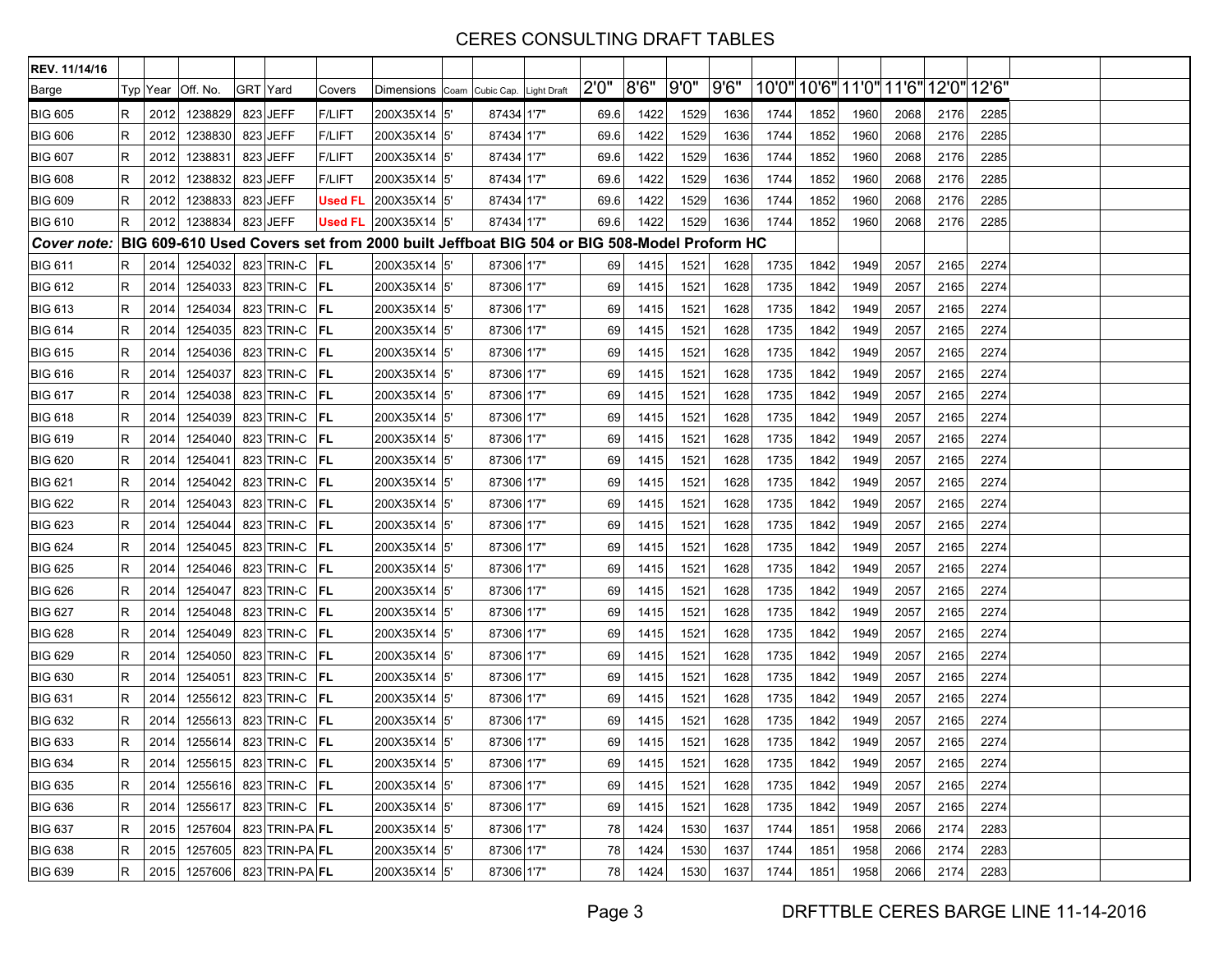# CERES CONSULTING DRAFT TABLES

| REV. 11/14/16 | | | | | | | | | | | | | | | | | | | | | | |
|---|---|---|---|---|---|---|---|---|---|---|---|---|---|---|---|---|---|---|---|---|---|---|
| Barge | Typ | Year | Off. No. | GRT | Yard | Covers | Dimensions | Coam | Cubic Cap. | Light Draft | 2'0" | 8'6" | 9'0" | 9'6" | 10'0" | 10'6" | 11'0" | 11'6" | 12'0" | 12'6" | | |
| BIG 605 | R | 2012 | 1238829 | 823 | JEFF | F/LIFT | 200X35X14 | 5' | 87434 | 1'7" | 69.6 | 1422 | 1529 | 1636 | 1744 | 1852 | 1960 | 2068 | 2176 | 2285 | | |
| BIG 606 | R | 2012 | 1238830 | 823 | JEFF | F/LIFT | 200X35X14 | 5' | 87434 | 1'7" | 69.6 | 1422 | 1529 | 1636 | 1744 | 1852 | 1960 | 2068 | 2176 | 2285 | | |
| BIG 607 | R | 2012 | 1238831 | 823 | JEFF | F/LIFT | 200X35X14 | 5' | 87434 | 1'7" | 69.6 | 1422 | 1529 | 1636 | 1744 | 1852 | 1960 | 2068 | 2176 | 2285 | | |
| BIG 608 | R | 2012 | 1238832 | 823 | JEFF | F/LIFT | 200X35X14 | 5' | 87434 | 1'7" | 69.6 | 1422 | 1529 | 1636 | 1744 | 1852 | 1960 | 2068 | 2176 | 2285 | | |
| BIG 609 | R | 2012 | 1238833 | 823 | JEFF | **Used FL** | 200X35X14 | 5' | 87434 | 1'7" | 69.6 | 1422 | 1529 | 1636 | 1744 | 1852 | 1960 | 2068 | 2176 | 2285 | | |
| BIG 610 | R | 2012 | 1238834 | 823 | JEFF | **Used FL** | 200X35X14 | 5' | 87434 | 1'7" | 69.6 | 1422 | 1529 | 1636 | 1744 | 1852 | 1960 | 2068 | 2176 | 2285 | | |
| ***Cover note:*** | **BIG 609-610 Used Covers set from 2000 built Jeffboat BIG 504 or BIG 508-Model Proform HC** | | | | | | | | | | | | | | | | | | | | | |
| BIG 611 | R | 2014 | 1254032 | 823 | TRIN-C | **FL** | 200X35X14 | 5' | 87306 | 1'7" | 69 | 1415 | 1521 | 1628 | 1735 | 1842 | 1949 | 2057 | 2165 | 2274 | | |
| BIG 612 | R | 2014 | 1254033 | 823 | TRIN-C | **FL** | 200X35X14 | 5' | 87306 | 1'7" | 69 | 1415 | 1521 | 1628 | 1735 | 1842 | 1949 | 2057 | 2165 | 2274 | | |
| BIG 613 | R | 2014 | 1254034 | 823 | TRIN-C | **FL** | 200X35X14 | 5' | 87306 | 1'7" | 69 | 1415 | 1521 | 1628 | 1735 | 1842 | 1949 | 2057 | 2165 | 2274 | | |
| BIG 614 | R | 2014 | 1254035 | 823 | TRIN-C | **FL** | 200X35X14 | 5' | 87306 | 1'7" | 69 | 1415 | 1521 | 1628 | 1735 | 1842 | 1949 | 2057 | 2165 | 2274 | | |
| BIG 615 | R | 2014 | 1254036 | 823 | TRIN-C | **FL** | 200X35X14 | 5' | 87306 | 1'7" | 69 | 1415 | 1521 | 1628 | 1735 | 1842 | 1949 | 2057 | 2165 | 2274 | | |
| BIG 616 | R | 2014 | 1254037 | 823 | TRIN-C | **FL** | 200X35X14 | 5' | 87306 | 1'7" | 69 | 1415 | 1521 | 1628 | 1735 | 1842 | 1949 | 2057 | 2165 | 2274 | | |
| BIG 617 | R | 2014 | 1254038 | 823 | TRIN-C | **FL** | 200X35X14 | 5' | 87306 | 1'7" | 69 | 1415 | 1521 | 1628 | 1735 | 1842 | 1949 | 2057 | 2165 | 2274 | | |
| BIG 618 | R | 2014 | 1254039 | 823 | TRIN-C | **FL** | 200X35X14 | 5' | 87306 | 1'7" | 69 | 1415 | 1521 | 1628 | 1735 | 1842 | 1949 | 2057 | 2165 | 2274 | | |
| BIG 619 | R | 2014 | 1254040 | 823 | TRIN-C | **FL** | 200X35X14 | 5' | 87306 | 1'7" | 69 | 1415 | 1521 | 1628 | 1735 | 1842 | 1949 | 2057 | 2165 | 2274 | | |
| BIG 620 | R | 2014 | 1254041 | 823 | TRIN-C | **FL** | 200X35X14 | 5' | 87306 | 1'7" | 69 | 1415 | 1521 | 1628 | 1735 | 1842 | 1949 | 2057 | 2165 | 2274 | | |
| BIG 621 | R | 2014 | 1254042 | 823 | TRIN-C | **FL** | 200X35X14 | 5' | 87306 | 1'7" | 69 | 1415 | 1521 | 1628 | 1735 | 1842 | 1949 | 2057 | 2165 | 2274 | | |
| BIG 622 | R | 2014 | 1254043 | 823 | TRIN-C | **FL** | 200X35X14 | 5' | 87306 | 1'7" | 69 | 1415 | 1521 | 1628 | 1735 | 1842 | 1949 | 2057 | 2165 | 2274 | | |
| BIG 623 | R | 2014 | 1254044 | 823 | TRIN-C | **FL** | 200X35X14 | 5' | 87306 | 1'7" | 69 | 1415 | 1521 | 1628 | 1735 | 1842 | 1949 | 2057 | 2165 | 2274 | | |
| BIG 624 | R | 2014 | 1254045 | 823 | TRIN-C | **FL** | 200X35X14 | 5' | 87306 | 1'7" | 69 | 1415 | 1521 | 1628 | 1735 | 1842 | 1949 | 2057 | 2165 | 2274 | | |
| BIG 625 | R | 2014 | 1254046 | 823 | TRIN-C | **FL** | 200X35X14 | 5' | 87306 | 1'7" | 69 | 1415 | 1521 | 1628 | 1735 | 1842 | 1949 | 2057 | 2165 | 2274 | | |
| BIG 626 | R | 2014 | 1254047 | 823 | TRIN-C | **FL** | 200X35X14 | 5' | 87306 | 1'7" | 69 | 1415 | 1521 | 1628 | 1735 | 1842 | 1949 | 2057 | 2165 | 2274 | | |
| BIG 627 | R | 2014 | 1254048 | 823 | TRIN-C | **FL** | 200X35X14 | 5' | 87306 | 1'7" | 69 | 1415 | 1521 | 1628 | 1735 | 1842 | 1949 | 2057 | 2165 | 2274 | | |
| BIG 628 | R | 2014 | 1254049 | 823 | TRIN-C | **FL** | 200X35X14 | 5' | 87306 | 1'7" | 69 | 1415 | 1521 | 1628 | 1735 | 1842 | 1949 | 2057 | 2165 | 2274 | | |
| BIG 629 | R | 2014 | 1254050 | 823 | TRIN-C | **FL** | 200X35X14 | 5' | 87306 | 1'7" | 69 | 1415 | 1521 | 1628 | 1735 | 1842 | 1949 | 2057 | 2165 | 2274 | | |
| BIG 630 | R | 2014 | 1254051 | 823 | TRIN-C | **FL** | 200X35X14 | 5' | 87306 | 1'7" | 69 | 1415 | 1521 | 1628 | 1735 | 1842 | 1949 | 2057 | 2165 | 2274 | | |
| BIG 631 | R | 2014 | 1255612 | 823 | TRIN-C | **FL** | 200X35X14 | 5' | 87306 | 1'7" | 69 | 1415 | 1521 | 1628 | 1735 | 1842 | 1949 | 2057 | 2165 | 2274 | | |
| BIG 632 | R | 2014 | 1255613 | 823 | TRIN-C | **FL** | 200X35X14 | 5' | 87306 | 1'7" | 69 | 1415 | 1521 | 1628 | 1735 | 1842 | 1949 | 2057 | 2165 | 2274 | | |
| BIG 633 | R | 2014 | 1255614 | 823 | TRIN-C | **FL** | 200X35X14 | 5' | 87306 | 1'7" | 69 | 1415 | 1521 | 1628 | 1735 | 1842 | 1949 | 2057 | 2165 | 2274 | | |
| BIG 634 | R | 2014 | 1255615 | 823 | TRIN-C | **FL** | 200X35X14 | 5' | 87306 | 1'7" | 69 | 1415 | 1521 | 1628 | 1735 | 1842 | 1949 | 2057 | 2165 | 2274 | | |
| BIG 635 | R | 2014 | 1255616 | 823 | TRIN-C | **FL** | 200X35X14 | 5' | 87306 | 1'7" | 69 | 1415 | 1521 | 1628 | 1735 | 1842 | 1949 | 2057 | 2165 | 2274 | | |
| BIG 636 | R | 2014 | 1255617 | 823 | TRIN-C | **FL** | 200X35X14 | 5' | 87306 | 1'7" | 69 | 1415 | 1521 | 1628 | 1735 | 1842 | 1949 | 2057 | 2165 | 2274 | | |
| BIG 637 | R | 2015 | 1257604 | 823 | TRIN-PA | **FL** | 200X35X14 | 5' | 87306 | 1'7" | 78 | 1424 | 1530 | 1637 | 1744 | 1851 | 1958 | 2066 | 2174 | 2283 | | |
| BIG 638 | R | 2015 | 1257605 | 823 | TRIN-PA | **FL** | 200X35X14 | 5' | 87306 | 1'7" | 78 | 1424 | 1530 | 1637 | 1744 | 1851 | 1958 | 2066 | 2174 | 2283 | | |
| BIG 639 | R | 2015 | 1257606 | 823 | TRIN-PA | **FL** | 200X35X14 | 5' | 87306 | 1'7" | 78 | 1424 | 1530 | 1637 | 1744 | 1851 | 1958 | 2066 | 2174 | 2283 | | |

DRFTTBLE CERES BARGE LINE 11-14-2016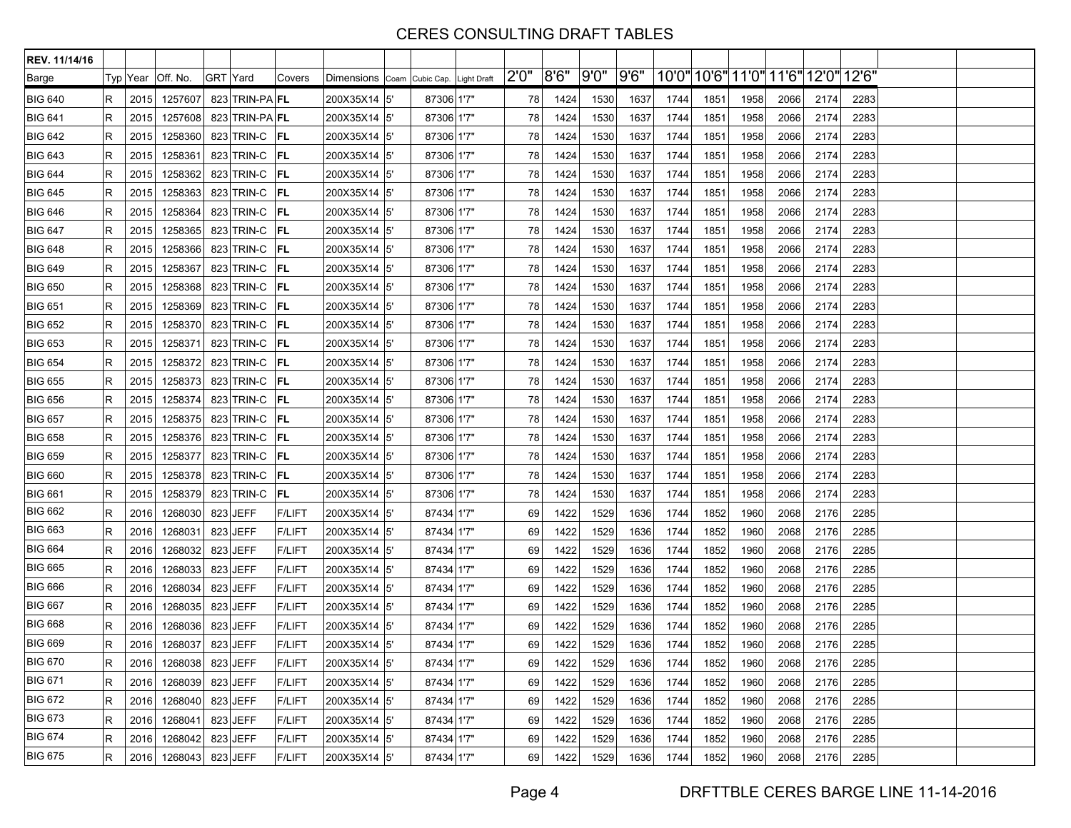# CERES CONSULTING DRAFT TABLES

| REV. 11/14/16 | | | | | | | | | | | | | | | | | | | | | | |
|---|---|---|---|---|---|---|---|---|---|---|---|---|---|---|---|---|---|---|---|---|---|---|
| Barge | Typ | Year | Off. No. | GRT | Yard | Covers | Dimensions | Coam | Cubic Cap. | Light Draft | 2'0" | 8'6" | 9'0" | 9'6" | 10'0" | 10'6" | 11'0" | 11'6" | 12'0" | 12'6" | | |
| BIG 640 | R | 2015 | 1257607 | 823 | TRIN-PA | FL | 200X35X14 | 5' | 87306 | 1'7" | 78 | 1424 | 1530 | 1637 | 1744 | 1851 | 1958 | 2066 | 2174 | 2283 | | |
| BIG 641 | R | 2015 | 1257608 | 823 | TRIN-PA | FL | 200X35X14 | 5' | 87306 | 1'7" | 78 | 1424 | 1530 | 1637 | 1744 | 1851 | 1958 | 2066 | 2174 | 2283 | | |
| BIG 642 | R | 2015 | 1258360 | 823 | TRIN-C | FL | 200X35X14 | 5' | 87306 | 1'7" | 78 | 1424 | 1530 | 1637 | 1744 | 1851 | 1958 | 2066 | 2174 | 2283 | | |
| BIG 643 | R | 2015 | 1258361 | 823 | TRIN-C | FL | 200X35X14 | 5' | 87306 | 1'7" | 78 | 1424 | 1530 | 1637 | 1744 | 1851 | 1958 | 2066 | 2174 | 2283 | | |
| BIG 644 | R | 2015 | 1258362 | 823 | TRIN-C | FL | 200X35X14 | 5' | 87306 | 1'7" | 78 | 1424 | 1530 | 1637 | 1744 | 1851 | 1958 | 2066 | 2174 | 2283 | | |
| BIG 645 | R | 2015 | 1258363 | 823 | TRIN-C | FL | 200X35X14 | 5' | 87306 | 1'7" | 78 | 1424 | 1530 | 1637 | 1744 | 1851 | 1958 | 2066 | 2174 | 2283 | | |
| BIG 646 | R | 2015 | 1258364 | 823 | TRIN-C | FL | 200X35X14 | 5' | 87306 | 1'7" | 78 | 1424 | 1530 | 1637 | 1744 | 1851 | 1958 | 2066 | 2174 | 2283 | | |
| BIG 647 | R | 2015 | 1258365 | 823 | TRIN-C | FL | 200X35X14 | 5' | 87306 | 1'7" | 78 | 1424 | 1530 | 1637 | 1744 | 1851 | 1958 | 2066 | 2174 | 2283 | | |
| BIG 648 | R | 2015 | 1258366 | 823 | TRIN-C | FL | 200X35X14 | 5' | 87306 | 1'7" | 78 | 1424 | 1530 | 1637 | 1744 | 1851 | 1958 | 2066 | 2174 | 2283 | | |
| BIG 649 | R | 2015 | 1258367 | 823 | TRIN-C | FL | 200X35X14 | 5' | 87306 | 1'7" | 78 | 1424 | 1530 | 1637 | 1744 | 1851 | 1958 | 2066 | 2174 | 2283 | | |
| BIG 650 | R | 2015 | 1258368 | 823 | TRIN-C | FL | 200X35X14 | 5' | 87306 | 1'7" | 78 | 1424 | 1530 | 1637 | 1744 | 1851 | 1958 | 2066 | 2174 | 2283 | | |
| BIG 651 | R | 2015 | 1258369 | 823 | TRIN-C | FL | 200X35X14 | 5' | 87306 | 1'7" | 78 | 1424 | 1530 | 1637 | 1744 | 1851 | 1958 | 2066 | 2174 | 2283 | | |
| BIG 652 | R | 2015 | 1258370 | 823 | TRIN-C | FL | 200X35X14 | 5' | 87306 | 1'7" | 78 | 1424 | 1530 | 1637 | 1744 | 1851 | 1958 | 2066 | 2174 | 2283 | | |
| BIG 653 | R | 2015 | 1258371 | 823 | TRIN-C | FL | 200X35X14 | 5' | 87306 | 1'7" | 78 | 1424 | 1530 | 1637 | 1744 | 1851 | 1958 | 2066 | 2174 | 2283 | | |
| BIG 654 | R | 2015 | 1258372 | 823 | TRIN-C | FL | 200X35X14 | 5' | 87306 | 1'7" | 78 | 1424 | 1530 | 1637 | 1744 | 1851 | 1958 | 2066 | 2174 | 2283 | | |
| BIG 655 | R | 2015 | 1258373 | 823 | TRIN-C | FL | 200X35X14 | 5' | 87306 | 1'7" | 78 | 1424 | 1530 | 1637 | 1744 | 1851 | 1958 | 2066 | 2174 | 2283 | | |
| BIG 656 | R | 2015 | 1258374 | 823 | TRIN-C | FL | 200X35X14 | 5' | 87306 | 1'7" | 78 | 1424 | 1530 | 1637 | 1744 | 1851 | 1958 | 2066 | 2174 | 2283 | | |
| BIG 657 | R | 2015 | 1258375 | 823 | TRIN-C | FL | 200X35X14 | 5' | 87306 | 1'7" | 78 | 1424 | 1530 | 1637 | 1744 | 1851 | 1958 | 2066 | 2174 | 2283 | | |
| BIG 658 | R | 2015 | 1258376 | 823 | TRIN-C | FL | 200X35X14 | 5' | 87306 | 1'7" | 78 | 1424 | 1530 | 1637 | 1744 | 1851 | 1958 | 2066 | 2174 | 2283 | | |
| BIG 659 | R | 2015 | 1258377 | 823 | TRIN-C | FL | 200X35X14 | 5' | 87306 | 1'7" | 78 | 1424 | 1530 | 1637 | 1744 | 1851 | 1958 | 2066 | 2174 | 2283 | | |
| BIG 660 | R | 2015 | 1258378 | 823 | TRIN-C | FL | 200X35X14 | 5' | 87306 | 1'7" | 78 | 1424 | 1530 | 1637 | 1744 | 1851 | 1958 | 2066 | 2174 | 2283 | | |
| BIG 661 | R | 2015 | 1258379 | 823 | TRIN-C | FL | 200X35X14 | 5' | 87306 | 1'7" | 78 | 1424 | 1530 | 1637 | 1744 | 1851 | 1958 | 2066 | 2174 | 2283 | | |
| BIG 662 | R | 2016 | 1268030 | 823 | JEFF | F/LIFT | 200X35X14 | 5' | 87434 | 1'7" | 69 | 1422 | 1529 | 1636 | 1744 | 1852 | 1960 | 2068 | 2176 | 2285 | | |
| BIG 663 | R | 2016 | 1268031 | 823 | JEFF | F/LIFT | 200X35X14 | 5' | 87434 | 1'7" | 69 | 1422 | 1529 | 1636 | 1744 | 1852 | 1960 | 2068 | 2176 | 2285 | | |
| BIG 664 | R | 2016 | 1268032 | 823 | JEFF | F/LIFT | 200X35X14 | 5' | 87434 | 1'7" | 69 | 1422 | 1529 | 1636 | 1744 | 1852 | 1960 | 2068 | 2176 | 2285 | | |
| BIG 665 | R | 2016 | 1268033 | 823 | JEFF | F/LIFT | 200X35X14 | 5' | 87434 | 1'7" | 69 | 1422 | 1529 | 1636 | 1744 | 1852 | 1960 | 2068 | 2176 | 2285 | | |
| BIG 666 | R | 2016 | 1268034 | 823 | JEFF | F/LIFT | 200X35X14 | 5' | 87434 | 1'7" | 69 | 1422 | 1529 | 1636 | 1744 | 1852 | 1960 | 2068 | 2176 | 2285 | | |
| BIG 667 | R | 2016 | 1268035 | 823 | JEFF | F/LIFT | 200X35X14 | 5' | 87434 | 1'7" | 69 | 1422 | 1529 | 1636 | 1744 | 1852 | 1960 | 2068 | 2176 | 2285 | | |
| BIG 668 | R | 2016 | 1268036 | 823 | JEFF | F/LIFT | 200X35X14 | 5' | 87434 | 1'7" | 69 | 1422 | 1529 | 1636 | 1744 | 1852 | 1960 | 2068 | 2176 | 2285 | | |
| BIG 669 | R | 2016 | 1268037 | 823 | JEFF | F/LIFT | 200X35X14 | 5' | 87434 | 1'7" | 69 | 1422 | 1529 | 1636 | 1744 | 1852 | 1960 | 2068 | 2176 | 2285 | | |
| BIG 670 | R | 2016 | 1268038 | 823 | JEFF | F/LIFT | 200X35X14 | 5' | 87434 | 1'7" | 69 | 1422 | 1529 | 1636 | 1744 | 1852 | 1960 | 2068 | 2176 | 2285 | | |
| BIG 671 | R | 2016 | 1268039 | 823 | JEFF | F/LIFT | 200X35X14 | 5' | 87434 | 1'7" | 69 | 1422 | 1529 | 1636 | 1744 | 1852 | 1960 | 2068 | 2176 | 2285 | | |
| BIG 672 | R | 2016 | 1268040 | 823 | JEFF | F/LIFT | 200X35X14 | 5' | 87434 | 1'7" | 69 | 1422 | 1529 | 1636 | 1744 | 1852 | 1960 | 2068 | 2176 | 2285 | | |
| BIG 673 | R | 2016 | 1268041 | 823 | JEFF | F/LIFT | 200X35X14 | 5' | 87434 | 1'7" | 69 | 1422 | 1529 | 1636 | 1744 | 1852 | 1960 | 2068 | 2176 | 2285 | | |
| BIG 674 | R | 2016 | 1268042 | 823 | JEFF | F/LIFT | 200X35X14 | 5' | 87434 | 1'7" | 69 | 1422 | 1529 | 1636 | 1744 | 1852 | 1960 | 2068 | 2176 | 2285 | | |
| BIG 675 | R | 2016 | 1268043 | 823 | JEFF | F/LIFT | 200X35X14 | 5' | 87434 | 1'7" | 69 | 1422 | 1529 | 1636 | 1744 | 1852 | 1960 | 2068 | 2176 | 2285 | | |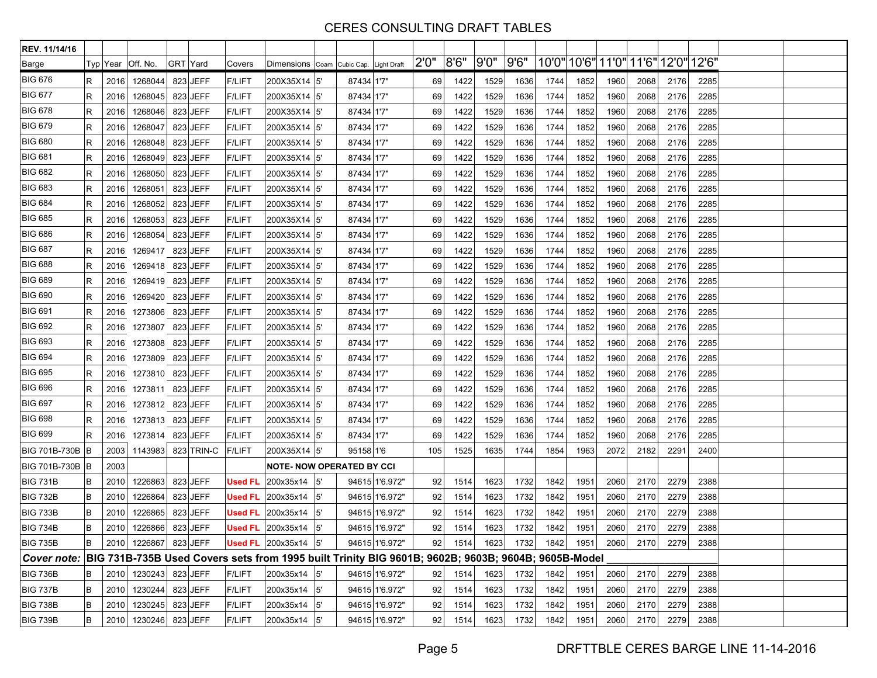# CERES CONSULTING DRAFT TABLES

| REV. 11/14/16 | | | | | | | | | | | | | | | | | | | | | |
|---|---|---|---|---|---|---|---|---|---|---|---|---|---|---|---|---|---|---|---|---|---|
| Barge | Typ | Year | Off. No. | GRT | Yard | Covers | Dimensions | Coam | Cubic Cap. | Light Draft | 2'0" | 8'6" | 9'0" | 9'6" | 10'0" | 10'6" | 11'0" | 11'6" | 12'0" | 12'6" | |
| BIG 676 | R | 2016 | 1268044 | 823 | JEFF | F/LIFT | 200X35X14 | 5' | 87434 | 1'7" | 69 | 1422 | 1529 | 1636 | 1744 | 1852 | 1960 | 2068 | 2176 | 2285 | |
| BIG 677 | R | 2016 | 1268045 | 823 | JEFF | F/LIFT | 200X35X14 | 5' | 87434 | 1'7" | 69 | 1422 | 1529 | 1636 | 1744 | 1852 | 1960 | 2068 | 2176 | 2285 | |
| BIG 678 | R | 2016 | 1268046 | 823 | JEFF | F/LIFT | 200X35X14 | 5' | 87434 | 1'7" | 69 | 1422 | 1529 | 1636 | 1744 | 1852 | 1960 | 2068 | 2176 | 2285 | |
| BIG 679 | R | 2016 | 1268047 | 823 | JEFF | F/LIFT | 200X35X14 | 5' | 87434 | 1'7" | 69 | 1422 | 1529 | 1636 | 1744 | 1852 | 1960 | 2068 | 2176 | 2285 | |
| BIG 680 | R | 2016 | 1268048 | 823 | JEFF | F/LIFT | 200X35X14 | 5' | 87434 | 1'7" | 69 | 1422 | 1529 | 1636 | 1744 | 1852 | 1960 | 2068 | 2176 | 2285 | |
| BIG 681 | R | 2016 | 1268049 | 823 | JEFF | F/LIFT | 200X35X14 | 5' | 87434 | 1'7" | 69 | 1422 | 1529 | 1636 | 1744 | 1852 | 1960 | 2068 | 2176 | 2285 | |
| BIG 682 | R | 2016 | 1268050 | 823 | JEFF | F/LIFT | 200X35X14 | 5' | 87434 | 1'7" | 69 | 1422 | 1529 | 1636 | 1744 | 1852 | 1960 | 2068 | 2176 | 2285 | |
| BIG 683 | R | 2016 | 1268051 | 823 | JEFF | F/LIFT | 200X35X14 | 5' | 87434 | 1'7" | 69 | 1422 | 1529 | 1636 | 1744 | 1852 | 1960 | 2068 | 2176 | 2285 | |
| BIG 684 | R | 2016 | 1268052 | 823 | JEFF | F/LIFT | 200X35X14 | 5' | 87434 | 1'7" | 69 | 1422 | 1529 | 1636 | 1744 | 1852 | 1960 | 2068 | 2176 | 2285 | |
| BIG 685 | R | 2016 | 1268053 | 823 | JEFF | F/LIFT | 200X35X14 | 5' | 87434 | 1'7" | 69 | 1422 | 1529 | 1636 | 1744 | 1852 | 1960 | 2068 | 2176 | 2285 | |
| BIG 686 | R | 2016 | 1268054 | 823 | JEFF | F/LIFT | 200X35X14 | 5' | 87434 | 1'7" | 69 | 1422 | 1529 | 1636 | 1744 | 1852 | 1960 | 2068 | 2176 | 2285 | |
| BIG 687 | R | 2016 | 1269417 | 823 | JEFF | F/LIFT | 200X35X14 | 5' | 87434 | 1'7" | 69 | 1422 | 1529 | 1636 | 1744 | 1852 | 1960 | 2068 | 2176 | 2285 | |
| BIG 688 | R | 2016 | 1269418 | 823 | JEFF | F/LIFT | 200X35X14 | 5' | 87434 | 1'7" | 69 | 1422 | 1529 | 1636 | 1744 | 1852 | 1960 | 2068 | 2176 | 2285 | |
| BIG 689 | R | 2016 | 1269419 | 823 | JEFF | F/LIFT | 200X35X14 | 5' | 87434 | 1'7" | 69 | 1422 | 1529 | 1636 | 1744 | 1852 | 1960 | 2068 | 2176 | 2285 | |
| BIG 690 | R | 2016 | 1269420 | 823 | JEFF | F/LIFT | 200X35X14 | 5' | 87434 | 1'7" | 69 | 1422 | 1529 | 1636 | 1744 | 1852 | 1960 | 2068 | 2176 | 2285 | |
| BIG 691 | R | 2016 | 1273806 | 823 | JEFF | F/LIFT | 200X35X14 | 5' | 87434 | 1'7" | 69 | 1422 | 1529 | 1636 | 1744 | 1852 | 1960 | 2068 | 2176 | 2285 | |
| BIG 692 | R | 2016 | 1273807 | 823 | JEFF | F/LIFT | 200X35X14 | 5' | 87434 | 1'7" | 69 | 1422 | 1529 | 1636 | 1744 | 1852 | 1960 | 2068 | 2176 | 2285 | |
| BIG 693 | R | 2016 | 1273808 | 823 | JEFF | F/LIFT | 200X35X14 | 5' | 87434 | 1'7" | 69 | 1422 | 1529 | 1636 | 1744 | 1852 | 1960 | 2068 | 2176 | 2285 | |
| BIG 694 | R | 2016 | 1273809 | 823 | JEFF | F/LIFT | 200X35X14 | 5' | 87434 | 1'7" | 69 | 1422 | 1529 | 1636 | 1744 | 1852 | 1960 | 2068 | 2176 | 2285 | |
| BIG 695 | R | 2016 | 1273810 | 823 | JEFF | F/LIFT | 200X35X14 | 5' | 87434 | 1'7" | 69 | 1422 | 1529 | 1636 | 1744 | 1852 | 1960 | 2068 | 2176 | 2285 | |
| BIG 696 | R | 2016 | 1273811 | 823 | JEFF | F/LIFT | 200X35X14 | 5' | 87434 | 1'7" | 69 | 1422 | 1529 | 1636 | 1744 | 1852 | 1960 | 2068 | 2176 | 2285 | |
| BIG 697 | R | 2016 | 1273812 | 823 | JEFF | F/LIFT | 200X35X14 | 5' | 87434 | 1'7" | 69 | 1422 | 1529 | 1636 | 1744 | 1852 | 1960 | 2068 | 2176 | 2285 | |
| BIG 698 | R | 2016 | 1273813 | 823 | JEFF | F/LIFT | 200X35X14 | 5' | 87434 | 1'7" | 69 | 1422 | 1529 | 1636 | 1744 | 1852 | 1960 | 2068 | 2176 | 2285 | |
| BIG 699 | R | 2016 | 1273814 | 823 | JEFF | F/LIFT | 200X35X14 | 5' | 87434 | 1'7" | 69 | 1422 | 1529 | 1636 | 1744 | 1852 | 1960 | 2068 | 2176 | 2285 | |
| BIG 701B-730B | B | 2003 | 1143983 | 823 | TRIN-C | F/LIFT | 200X35X14 | 5' | 95158 | 1'6 | 105 | 1525 | 1635 | 1744 | 1854 | 1963 | 2072 | 2182 | 2291 | 2400 | |
| BIG 701B-730B | B | 2003 | | | | | NOTE- NOW OPERATED BY CCI | | | | | | | | | | | | | | |
| BIG 731B | B | 2010 | 1226863 | 823 | JEFF | Used FL | 200x35x14 | 5' | 94615 | 1'6.972" | 92 | 1514 | 1623 | 1732 | 1842 | 1951 | 2060 | 2170 | 2279 | 2388 | |
| BIG 732B | B | 2010 | 1226864 | 823 | JEFF | Used FL | 200x35x14 | 5' | 94615 | 1'6.972" | 92 | 1514 | 1623 | 1732 | 1842 | 1951 | 2060 | 2170 | 2279 | 2388 | |
| BIG 733B | B | 2010 | 1226865 | 823 | JEFF | Used FL | 200x35x14 | 5' | 94615 | 1'6.972" | 92 | 1514 | 1623 | 1732 | 1842 | 1951 | 2060 | 2170 | 2279 | 2388 | |
| BIG 734B | B | 2010 | 1226866 | 823 | JEFF | Used FL | 200x35x14 | 5' | 94615 | 1'6.972" | 92 | 1514 | 1623 | 1732 | 1842 | 1951 | 2060 | 2170 | 2279 | 2388 | |
| BIG 735B | B | 2010 | 1226867 | 823 | JEFF | Used FL | 200x35x14 | 5' | 94615 | 1'6.972" | 92 | 1514 | 1623 | 1732 | 1842 | 1951 | 2060 | 2170 | 2279 | 2388 | |
| *Cover note:* | **BIG 731B-735B Used Covers sets from 1995 built Trinity BIG 9601B; 9602B; 9603B; 9604B; 9605B-Model** | | | | | | | | | | | | | | | | | | | | |
| BIG 736B | B | 2010 | 1230243 | 823 | JEFF | F/LIFT | 200x35x14 | 5' | 94615 | 1'6.972" | 92 | 1514 | 1623 | 1732 | 1842 | 1951 | 2060 | 2170 | 2279 | 2388 | |
| BIG 737B | B | 2010 | 1230244 | 823 | JEFF | F/LIFT | 200x35x14 | 5' | 94615 | 1'6.972" | 92 | 1514 | 1623 | 1732 | 1842 | 1951 | 2060 | 2170 | 2279 | 2388 | |
| BIG 738B | B | 2010 | 1230245 | 823 | JEFF | F/LIFT | 200x35x14 | 5' | 94615 | 1'6.972" | 92 | 1514 | 1623 | 1732 | 1842 | 1951 | 2060 | 2170 | 2279 | 2388 | |
| BIG 739B | B | 2010 | 1230246 | 823 | JEFF | F/LIFT | 200x35x14 | 5' | 94615 | 1'6.972" | 92 | 1514 | 1623 | 1732 | 1842 | 1951 | 2060 | 2170 | 2279 | 2388 | |

DRFTTBLE CERES BARGE LINE 11-14-2016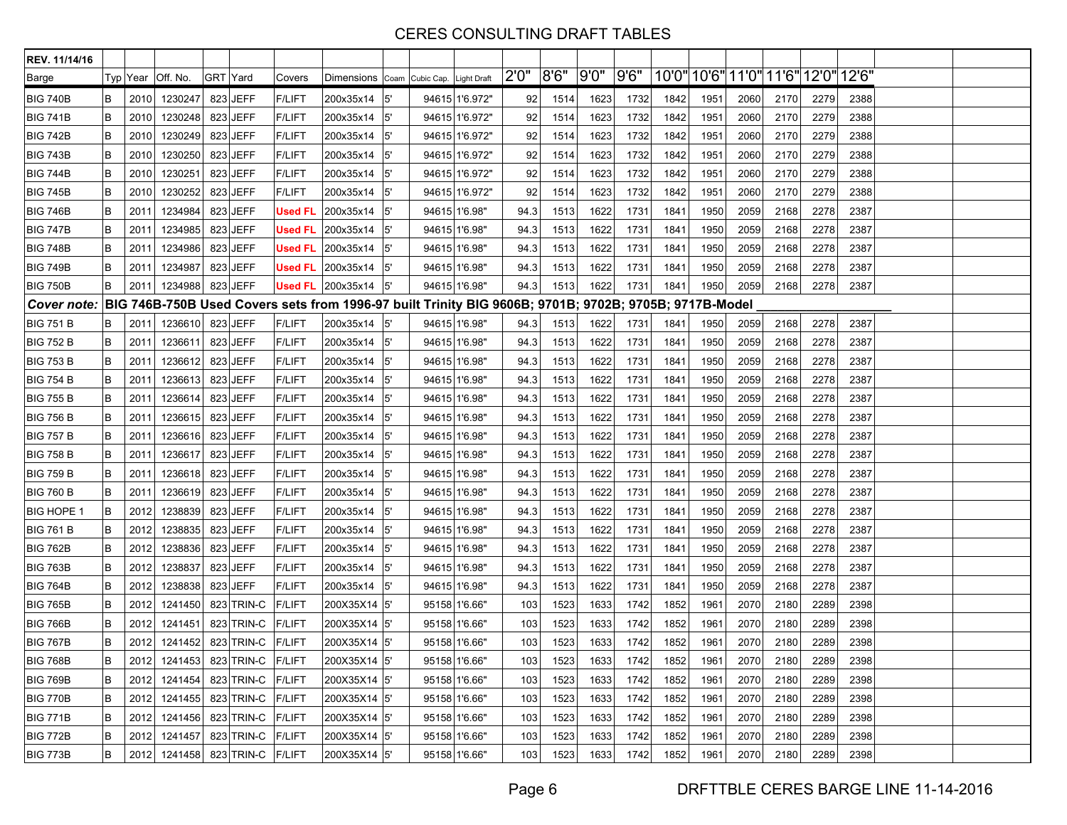# CERES CONSULTING DRAFT TABLES

| REV. 11/14/16 | | | | | | | | | | | | | | | | | | | | | | |
|---|---|---|---|---|---|---|---|---|---|---|---|---|---|---|---|---|---|---|---|---|---|---|
| Barge | Typ | Year | Off. No. | GRT | Yard | Covers | Dimensions | Coam | Cubic Cap. | Light Draft | 2'0" | 8'6" | 9'0" | 9'6" | 10'0" | 10'6" | 11'0" | 11'6" | 12'0" | 12'6" | | |
| BIG 740B | B | 2010 | 1230247 | 823 | JEFF | F/LIFT | 200x35x14 | 5' | 94615 | 1'6.972" | 92 | 1514 | 1623 | 1732 | 1842 | 1951 | 2060 | 2170 | 2279 | 2388 | | |
| BIG 741B | B | 2010 | 1230248 | 823 | JEFF | F/LIFT | 200x35x14 | 5' | 94615 | 1'6.972" | 92 | 1514 | 1623 | 1732 | 1842 | 1951 | 2060 | 2170 | 2279 | 2388 | | |
| BIG 742B | B | 2010 | 1230249 | 823 | JEFF | F/LIFT | 200x35x14 | 5' | 94615 | 1'6.972" | 92 | 1514 | 1623 | 1732 | 1842 | 1951 | 2060 | 2170 | 2279 | 2388 | | |
| BIG 743B | B | 2010 | 1230250 | 823 | JEFF | F/LIFT | 200x35x14 | 5' | 94615 | 1'6.972" | 92 | 1514 | 1623 | 1732 | 1842 | 1951 | 2060 | 2170 | 2279 | 2388 | | |
| BIG 744B | B | 2010 | 1230251 | 823 | JEFF | F/LIFT | 200x35x14 | 5' | 94615 | 1'6.972" | 92 | 1514 | 1623 | 1732 | 1842 | 1951 | 2060 | 2170 | 2279 | 2388 | | |
| BIG 745B | B | 2010 | 1230252 | 823 | JEFF | F/LIFT | 200x35x14 | 5' | 94615 | 1'6.972" | 92 | 1514 | 1623 | 1732 | 1842 | 1951 | 2060 | 2170 | 2279 | 2388 | | |
| BIG 746B | B | 2011 | 1234984 | 823 | JEFF | **Used FL** | 200x35x14 | 5' | 94615 | 1'6.98" | 94.3 | 1513 | 1622 | 1731 | 1841 | 1950 | 2059 | 2168 | 2278 | 2387 | | |
| BIG 747B | B | 2011 | 1234985 | 823 | JEFF | **Used FL** | 200x35x14 | 5' | 94615 | 1'6.98" | 94.3 | 1513 | 1622 | 1731 | 1841 | 1950 | 2059 | 2168 | 2278 | 2387 | | |
| BIG 748B | B | 2011 | 1234986 | 823 | JEFF | **Used FL** | 200x35x14 | 5' | 94615 | 1'6.98" | 94.3 | 1513 | 1622 | 1731 | 1841 | 1950 | 2059 | 2168 | 2278 | 2387 | | |
| BIG 749B | B | 2011 | 1234987 | 823 | JEFF | **Used FL** | 200x35x14 | 5' | 94615 | 1'6.98" | 94.3 | 1513 | 1622 | 1731 | 1841 | 1950 | 2059 | 2168 | 2278 | 2387 | | |
| BIG 750B | B | 2011 | 1234988 | 823 | JEFF | **Used FL** | 200x35x14 | 5' | 94615 | 1'6.98" | 94.3 | 1513 | 1622 | 1731 | 1841 | 1950 | 2059 | 2168 | 2278 | 2387 | | |
| ***Cover note:*** | **BIG 746B-750B Used Covers sets from 1996-97 built Trinity BIG 9606B; 9701B; 9702B; 9705B; 9717B-Model** | | | | | | | | | | | | | | | | | | | | | |
| BIG 751 B | B | 2011 | 1236610 | 823 | JEFF | F/LIFT | 200x35x14 | 5' | 94615 | 1'6.98" | 94.3 | 1513 | 1622 | 1731 | 1841 | 1950 | 2059 | 2168 | 2278 | 2387 | | |
| BIG 752 B | B | 2011 | 1236611 | 823 | JEFF | F/LIFT | 200x35x14 | 5' | 94615 | 1'6.98" | 94.3 | 1513 | 1622 | 1731 | 1841 | 1950 | 2059 | 2168 | 2278 | 2387 | | |
| BIG 753 B | B | 2011 | 1236612 | 823 | JEFF | F/LIFT | 200x35x14 | 5' | 94615 | 1'6.98" | 94.3 | 1513 | 1622 | 1731 | 1841 | 1950 | 2059 | 2168 | 2278 | 2387 | | |
| BIG 754 B | B | 2011 | 1236613 | 823 | JEFF | F/LIFT | 200x35x14 | 5' | 94615 | 1'6.98" | 94.3 | 1513 | 1622 | 1731 | 1841 | 1950 | 2059 | 2168 | 2278 | 2387 | | |
| BIG 755 B | B | 2011 | 1236614 | 823 | JEFF | F/LIFT | 200x35x14 | 5' | 94615 | 1'6.98" | 94.3 | 1513 | 1622 | 1731 | 1841 | 1950 | 2059 | 2168 | 2278 | 2387 | | |
| BIG 756 B | B | 2011 | 1236615 | 823 | JEFF | F/LIFT | 200x35x14 | 5' | 94615 | 1'6.98" | 94.3 | 1513 | 1622 | 1731 | 1841 | 1950 | 2059 | 2168 | 2278 | 2387 | | |
| BIG 757 B | B | 2011 | 1236616 | 823 | JEFF | F/LIFT | 200x35x14 | 5' | 94615 | 1'6.98" | 94.3 | 1513 | 1622 | 1731 | 1841 | 1950 | 2059 | 2168 | 2278 | 2387 | | |
| BIG 758 B | B | 2011 | 1236617 | 823 | JEFF | F/LIFT | 200x35x14 | 5' | 94615 | 1'6.98" | 94.3 | 1513 | 1622 | 1731 | 1841 | 1950 | 2059 | 2168 | 2278 | 2387 | | |
| BIG 759 B | B | 2011 | 1236618 | 823 | JEFF | F/LIFT | 200x35x14 | 5' | 94615 | 1'6.98" | 94.3 | 1513 | 1622 | 1731 | 1841 | 1950 | 2059 | 2168 | 2278 | 2387 | | |
| BIG 760 B | B | 2011 | 1236619 | 823 | JEFF | F/LIFT | 200x35x14 | 5' | 94615 | 1'6.98" | 94.3 | 1513 | 1622 | 1731 | 1841 | 1950 | 2059 | 2168 | 2278 | 2387 | | |
| BIG HOPE 1 | B | 2012 | 1238839 | 823 | JEFF | F/LIFT | 200x35x14 | 5' | 94615 | 1'6.98" | 94.3 | 1513 | 1622 | 1731 | 1841 | 1950 | 2059 | 2168 | 2278 | 2387 | | |
| BIG 761 B | B | 2012 | 1238835 | 823 | JEFF | F/LIFT | 200x35x14 | 5' | 94615 | 1'6.98" | 94.3 | 1513 | 1622 | 1731 | 1841 | 1950 | 2059 | 2168 | 2278 | 2387 | | |
| BIG 762B | B | 2012 | 1238836 | 823 | JEFF | F/LIFT | 200x35x14 | 5' | 94615 | 1'6.98" | 94.3 | 1513 | 1622 | 1731 | 1841 | 1950 | 2059 | 2168 | 2278 | 2387 | | |
| BIG 763B | B | 2012 | 1238837 | 823 | JEFF | F/LIFT | 200x35x14 | 5' | 94615 | 1'6.98" | 94.3 | 1513 | 1622 | 1731 | 1841 | 1950 | 2059 | 2168 | 2278 | 2387 | | |
| BIG 764B | B | 2012 | 1238838 | 823 | JEFF | F/LIFT | 200x35x14 | 5' | 94615 | 1'6.98" | 94.3 | 1513 | 1622 | 1731 | 1841 | 1950 | 2059 | 2168 | 2278 | 2387 | | |
| BIG 765B | B | 2012 | 1241450 | 823 | TRIN-C | F/LIFT | 200X35X14 | 5' | 95158 | 1'6.66" | 103 | 1523 | 1633 | 1742 | 1852 | 1961 | 2070 | 2180 | 2289 | 2398 | | |
| BIG 766B | B | 2012 | 1241451 | 823 | TRIN-C | F/LIFT | 200X35X14 | 5' | 95158 | 1'6.66" | 103 | 1523 | 1633 | 1742 | 1852 | 1961 | 2070 | 2180 | 2289 | 2398 | | |
| BIG 767B | B | 2012 | 1241452 | 823 | TRIN-C | F/LIFT | 200X35X14 | 5' | 95158 | 1'6.66" | 103 | 1523 | 1633 | 1742 | 1852 | 1961 | 2070 | 2180 | 2289 | 2398 | | |
| BIG 768B | B | 2012 | 1241453 | 823 | TRIN-C | F/LIFT | 200X35X14 | 5' | 95158 | 1'6.66" | 103 | 1523 | 1633 | 1742 | 1852 | 1961 | 2070 | 2180 | 2289 | 2398 | | |
| BIG 769B | B | 2012 | 1241454 | 823 | TRIN-C | F/LIFT | 200X35X14 | 5' | 95158 | 1'6.66" | 103 | 1523 | 1633 | 1742 | 1852 | 1961 | 2070 | 2180 | 2289 | 2398 | | |
| BIG 770B | B | 2012 | 1241455 | 823 | TRIN-C | F/LIFT | 200X35X14 | 5' | 95158 | 1'6.66" | 103 | 1523 | 1633 | 1742 | 1852 | 1961 | 2070 | 2180 | 2289 | 2398 | | |
| BIG 771B | B | 2012 | 1241456 | 823 | TRIN-C | F/LIFT | 200X35X14 | 5' | 95158 | 1'6.66" | 103 | 1523 | 1633 | 1742 | 1852 | 1961 | 2070 | 2180 | 2289 | 2398 | | |
| BIG 772B | B | 2012 | 1241457 | 823 | TRIN-C | F/LIFT | 200X35X14 | 5' | 95158 | 1'6.66" | 103 | 1523 | 1633 | 1742 | 1852 | 1961 | 2070 | 2180 | 2289 | 2398 | | |
| BIG 773B | B | 2012 | 1241458 | 823 | TRIN-C | F/LIFT | 200X35X14 | 5' | 95158 | 1'6.66" | 103 | 1523 | 1633 | 1742 | 1852 | 1961 | 2070 | 2180 | 2289 | 2398 | | |

DRFTTBLE CERES BARGE LINE 11-14-2016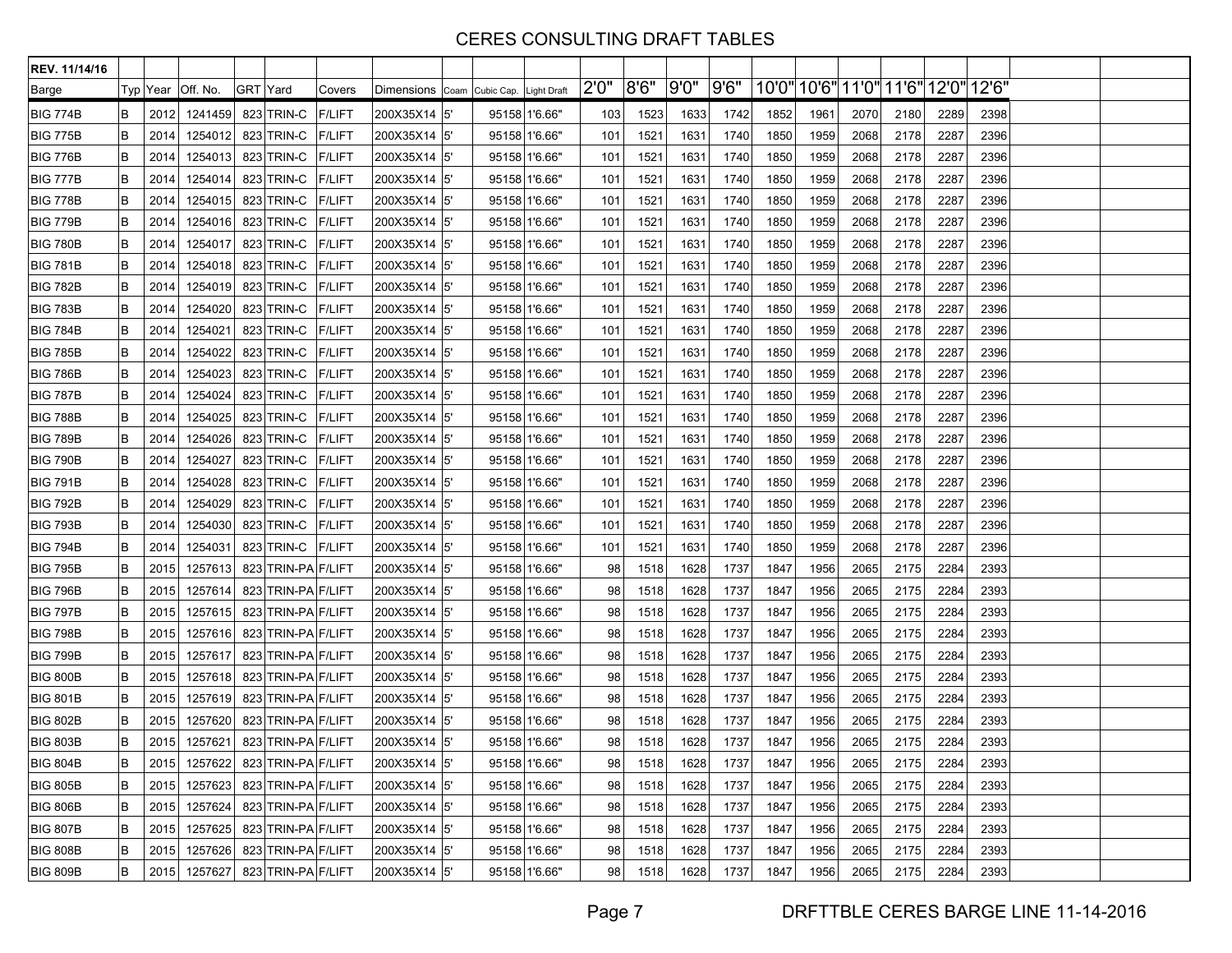# CERES CONSULTING DRAFT TABLES

| REV. 11/14/16 | | | | | | | | | | | | | | | | | | | | | | |
|---|---|---|---|---|---|---|---|---|---|---|---|---|---|---|---|---|---|---|---|---|---|---|
| Barge | Typ | Year | Off. No. | GRT | Yard | Covers | Dimensions | Coam | Cubic Cap. | Light Draft | 2'0" | 8'6" | 9'0" | 9'6" | 10'0" | 10'6" | 11'0" | 11'6" | 12'0" | 12'6" | | |
| BIG 774B | B | 2012 | 1241459 | 823 | TRIN-C | F/LIFT | 200X35X14 | 5' | 95158 | 1'6.66" | 103 | 1523 | 1633 | 1742 | 1852 | 1961 | 2070 | 2180 | 2289 | 2398 | | |
| BIG 775B | B | 2014 | 1254012 | 823 | TRIN-C | F/LIFT | 200X35X14 | 5' | 95158 | 1'6.66" | 101 | 1521 | 1631 | 1740 | 1850 | 1959 | 2068 | 2178 | 2287 | 2396 | | |
| BIG 776B | B | 2014 | 1254013 | 823 | TRIN-C | F/LIFT | 200X35X14 | 5' | 95158 | 1'6.66" | 101 | 1521 | 1631 | 1740 | 1850 | 1959 | 2068 | 2178 | 2287 | 2396 | | |
| BIG 777B | B | 2014 | 1254014 | 823 | TRIN-C | F/LIFT | 200X35X14 | 5' | 95158 | 1'6.66" | 101 | 1521 | 1631 | 1740 | 1850 | 1959 | 2068 | 2178 | 2287 | 2396 | | |
| BIG 778B | B | 2014 | 1254015 | 823 | TRIN-C | F/LIFT | 200X35X14 | 5' | 95158 | 1'6.66" | 101 | 1521 | 1631 | 1740 | 1850 | 1959 | 2068 | 2178 | 2287 | 2396 | | |
| BIG 779B | B | 2014 | 1254016 | 823 | TRIN-C | F/LIFT | 200X35X14 | 5' | 95158 | 1'6.66" | 101 | 1521 | 1631 | 1740 | 1850 | 1959 | 2068 | 2178 | 2287 | 2396 | | |
| BIG 780B | B | 2014 | 1254017 | 823 | TRIN-C | F/LIFT | 200X35X14 | 5' | 95158 | 1'6.66" | 101 | 1521 | 1631 | 1740 | 1850 | 1959 | 2068 | 2178 | 2287 | 2396 | | |
| BIG 781B | B | 2014 | 1254018 | 823 | TRIN-C | F/LIFT | 200X35X14 | 5' | 95158 | 1'6.66" | 101 | 1521 | 1631 | 1740 | 1850 | 1959 | 2068 | 2178 | 2287 | 2396 | | |
| BIG 782B | B | 2014 | 1254019 | 823 | TRIN-C | F/LIFT | 200X35X14 | 5' | 95158 | 1'6.66" | 101 | 1521 | 1631 | 1740 | 1850 | 1959 | 2068 | 2178 | 2287 | 2396 | | |
| BIG 783B | B | 2014 | 1254020 | 823 | TRIN-C | F/LIFT | 200X35X14 | 5' | 95158 | 1'6.66" | 101 | 1521 | 1631 | 1740 | 1850 | 1959 | 2068 | 2178 | 2287 | 2396 | | |
| BIG 784B | B | 2014 | 1254021 | 823 | TRIN-C | F/LIFT | 200X35X14 | 5' | 95158 | 1'6.66" | 101 | 1521 | 1631 | 1740 | 1850 | 1959 | 2068 | 2178 | 2287 | 2396 | | |
| BIG 785B | B | 2014 | 1254022 | 823 | TRIN-C | F/LIFT | 200X35X14 | 5' | 95158 | 1'6.66" | 101 | 1521 | 1631 | 1740 | 1850 | 1959 | 2068 | 2178 | 2287 | 2396 | | |
| BIG 786B | B | 2014 | 1254023 | 823 | TRIN-C | F/LIFT | 200X35X14 | 5' | 95158 | 1'6.66" | 101 | 1521 | 1631 | 1740 | 1850 | 1959 | 2068 | 2178 | 2287 | 2396 | | |
| BIG 787B | B | 2014 | 1254024 | 823 | TRIN-C | F/LIFT | 200X35X14 | 5' | 95158 | 1'6.66" | 101 | 1521 | 1631 | 1740 | 1850 | 1959 | 2068 | 2178 | 2287 | 2396 | | |
| BIG 788B | B | 2014 | 1254025 | 823 | TRIN-C | F/LIFT | 200X35X14 | 5' | 95158 | 1'6.66" | 101 | 1521 | 1631 | 1740 | 1850 | 1959 | 2068 | 2178 | 2287 | 2396 | | |
| BIG 789B | B | 2014 | 1254026 | 823 | TRIN-C | F/LIFT | 200X35X14 | 5' | 95158 | 1'6.66" | 101 | 1521 | 1631 | 1740 | 1850 | 1959 | 2068 | 2178 | 2287 | 2396 | | |
| BIG 790B | B | 2014 | 1254027 | 823 | TRIN-C | F/LIFT | 200X35X14 | 5' | 95158 | 1'6.66" | 101 | 1521 | 1631 | 1740 | 1850 | 1959 | 2068 | 2178 | 2287 | 2396 | | |
| BIG 791B | B | 2014 | 1254028 | 823 | TRIN-C | F/LIFT | 200X35X14 | 5' | 95158 | 1'6.66" | 101 | 1521 | 1631 | 1740 | 1850 | 1959 | 2068 | 2178 | 2287 | 2396 | | |
| BIG 792B | B | 2014 | 1254029 | 823 | TRIN-C | F/LIFT | 200X35X14 | 5' | 95158 | 1'6.66" | 101 | 1521 | 1631 | 1740 | 1850 | 1959 | 2068 | 2178 | 2287 | 2396 | | |
| BIG 793B | B | 2014 | 1254030 | 823 | TRIN-C | F/LIFT | 200X35X14 | 5' | 95158 | 1'6.66" | 101 | 1521 | 1631 | 1740 | 1850 | 1959 | 2068 | 2178 | 2287 | 2396 | | |
| BIG 794B | B | 2014 | 1254031 | 823 | TRIN-C | F/LIFT | 200X35X14 | 5' | 95158 | 1'6.66" | 101 | 1521 | 1631 | 1740 | 1850 | 1959 | 2068 | 2178 | 2287 | 2396 | | |
| BIG 795B | B | 2015 | 1257613 | 823 | TRIN-PA | F/LIFT | 200X35X14 | 5' | 95158 | 1'6.66" | 98 | 1518 | 1628 | 1737 | 1847 | 1956 | 2065 | 2175 | 2284 | 2393 | | |
| BIG 796B | B | 2015 | 1257614 | 823 | TRIN-PA | F/LIFT | 200X35X14 | 5' | 95158 | 1'6.66" | 98 | 1518 | 1628 | 1737 | 1847 | 1956 | 2065 | 2175 | 2284 | 2393 | | |
| BIG 797B | B | 2015 | 1257615 | 823 | TRIN-PA | F/LIFT | 200X35X14 | 5' | 95158 | 1'6.66" | 98 | 1518 | 1628 | 1737 | 1847 | 1956 | 2065 | 2175 | 2284 | 2393 | | |
| BIG 798B | B | 2015 | 1257616 | 823 | TRIN-PA | F/LIFT | 200X35X14 | 5' | 95158 | 1'6.66" | 98 | 1518 | 1628 | 1737 | 1847 | 1956 | 2065 | 2175 | 2284 | 2393 | | |
| BIG 799B | B | 2015 | 1257617 | 823 | TRIN-PA | F/LIFT | 200X35X14 | 5' | 95158 | 1'6.66" | 98 | 1518 | 1628 | 1737 | 1847 | 1956 | 2065 | 2175 | 2284 | 2393 | | |
| BIG 800B | B | 2015 | 1257618 | 823 | TRIN-PA | F/LIFT | 200X35X14 | 5' | 95158 | 1'6.66" | 98 | 1518 | 1628 | 1737 | 1847 | 1956 | 2065 | 2175 | 2284 | 2393 | | |
| BIG 801B | B | 2015 | 1257619 | 823 | TRIN-PA | F/LIFT | 200X35X14 | 5' | 95158 | 1'6.66" | 98 | 1518 | 1628 | 1737 | 1847 | 1956 | 2065 | 2175 | 2284 | 2393 | | |
| BIG 802B | B | 2015 | 1257620 | 823 | TRIN-PA | F/LIFT | 200X35X14 | 5' | 95158 | 1'6.66" | 98 | 1518 | 1628 | 1737 | 1847 | 1956 | 2065 | 2175 | 2284 | 2393 | | |
| BIG 803B | B | 2015 | 1257621 | 823 | TRIN-PA | F/LIFT | 200X35X14 | 5' | 95158 | 1'6.66" | 98 | 1518 | 1628 | 1737 | 1847 | 1956 | 2065 | 2175 | 2284 | 2393 | | |
| BIG 804B | B | 2015 | 1257622 | 823 | TRIN-PA | F/LIFT | 200X35X14 | 5' | 95158 | 1'6.66" | 98 | 1518 | 1628 | 1737 | 1847 | 1956 | 2065 | 2175 | 2284 | 2393 | | |
| BIG 805B | B | 2015 | 1257623 | 823 | TRIN-PA | F/LIFT | 200X35X14 | 5' | 95158 | 1'6.66" | 98 | 1518 | 1628 | 1737 | 1847 | 1956 | 2065 | 2175 | 2284 | 2393 | | |
| BIG 806B | B | 2015 | 1257624 | 823 | TRIN-PA | F/LIFT | 200X35X14 | 5' | 95158 | 1'6.66" | 98 | 1518 | 1628 | 1737 | 1847 | 1956 | 2065 | 2175 | 2284 | 2393 | | |
| BIG 807B | B | 2015 | 1257625 | 823 | TRIN-PA | F/LIFT | 200X35X14 | 5' | 95158 | 1'6.66" | 98 | 1518 | 1628 | 1737 | 1847 | 1956 | 2065 | 2175 | 2284 | 2393 | | |
| BIG 808B | B | 2015 | 1257626 | 823 | TRIN-PA | F/LIFT | 200X35X14 | 5' | 95158 | 1'6.66" | 98 | 1518 | 1628 | 1737 | 1847 | 1956 | 2065 | 2175 | 2284 | 2393 | | |
| BIG 809B | B | 2015 | 1257627 | 823 | TRIN-PA | F/LIFT | 200X35X14 | 5' | 95158 | 1'6.66" | 98 | 1518 | 1628 | 1737 | 1847 | 1956 | 2065 | 2175 | 2284 | 2393 | | |

DRFTTBLE CERES BARGE LINE 11-14-2016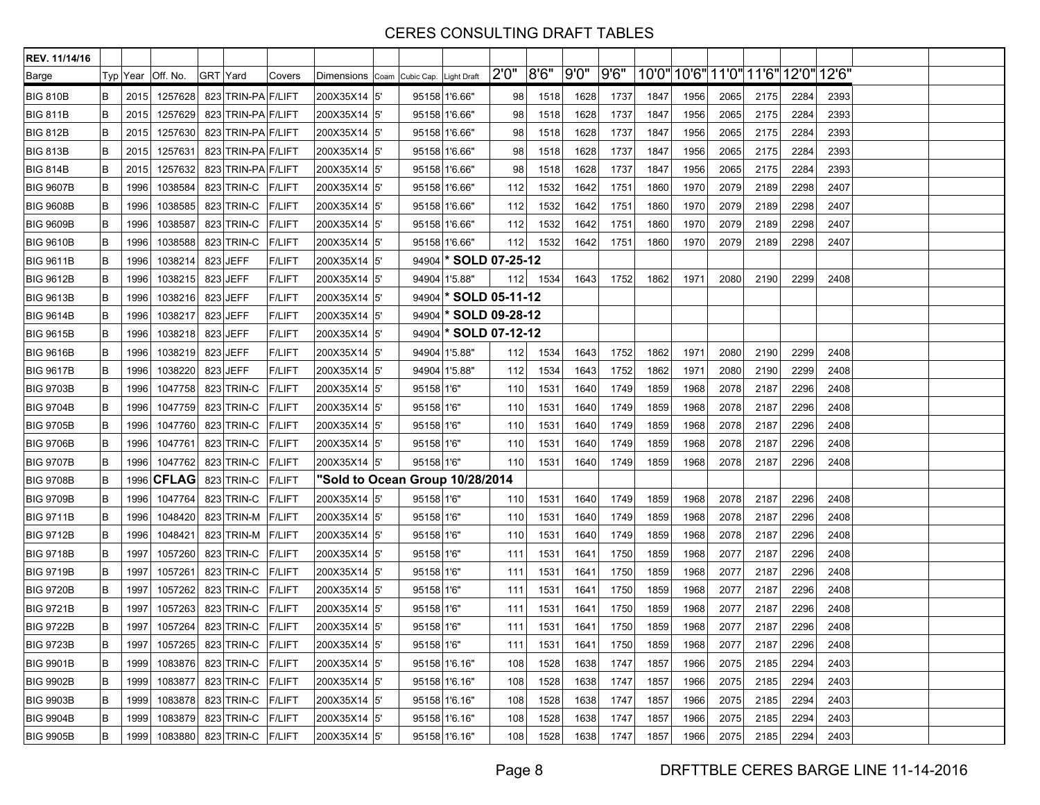# CERES CONSULTING DRAFT TABLES

| REV. 11/14/16 | | | | | | | | | | | | | | | | | | | | | | |
|---|---|---|---|---|---|---|---|---|---|---|---|---|---|---|---|---|---|---|---|---|---|---|
| Barge | Typ | Year | Off. No. | GRT | Yard | Covers | Dimensions | Coam | Cubic Cap. | Light Draft | 2'0" | 8'6" | 9'0" | 9'6" | 10'0" | 10'6" | 11'0" | 11'6" | 12'0" | 12'6" | | |
| BIG 810B | B | 2015 | 1257628 | 823 | TRIN-PA | F/LIFT | 200X35X14 | 5' | 95158 | 1'6.66" | 98 | 1518 | 1628 | 1737 | 1847 | 1956 | 2065 | 2175 | 2284 | 2393 | | |
| BIG 811B | B | 2015 | 1257629 | 823 | TRIN-PA | F/LIFT | 200X35X14 | 5' | 95158 | 1'6.66" | 98 | 1518 | 1628 | 1737 | 1847 | 1956 | 2065 | 2175 | 2284 | 2393 | | |
| BIG 812B | B | 2015 | 1257630 | 823 | TRIN-PA | F/LIFT | 200X35X14 | 5' | 95158 | 1'6.66" | 98 | 1518 | 1628 | 1737 | 1847 | 1956 | 2065 | 2175 | 2284 | 2393 | | |
| BIG 813B | B | 2015 | 1257631 | 823 | TRIN-PA | F/LIFT | 200X35X14 | 5' | 95158 | 1'6.66" | 98 | 1518 | 1628 | 1737 | 1847 | 1956 | 2065 | 2175 | 2284 | 2393 | | |
| BIG 814B | B | 2015 | 1257632 | 823 | TRIN-PA | F/LIFT | 200X35X14 | 5' | 95158 | 1'6.66" | 98 | 1518 | 1628 | 1737 | 1847 | 1956 | 2065 | 2175 | 2284 | 2393 | | |
| BIG 9607B | B | 1996 | 1038584 | 823 | TRIN-C | F/LIFT | 200X35X14 | 5' | 95158 | 1'6.66" | 112 | 1532 | 1642 | 1751 | 1860 | 1970 | 2079 | 2189 | 2298 | 2407 | | |
| BIG 9608B | B | 1996 | 1038585 | 823 | TRIN-C | F/LIFT | 200X35X14 | 5' | 95158 | 1'6.66" | 112 | 1532 | 1642 | 1751 | 1860 | 1970 | 2079 | 2189 | 2298 | 2407 | | |
| BIG 9609B | B | 1996 | 1038587 | 823 | TRIN-C | F/LIFT | 200X35X14 | 5' | 95158 | 1'6.66" | 112 | 1532 | 1642 | 1751 | 1860 | 1970 | 2079 | 2189 | 2298 | 2407 | | |
| BIG 9610B | B | 1996 | 1038588 | 823 | TRIN-C | F/LIFT | 200X35X14 | 5' | 95158 | 1'6.66" | 112 | 1532 | 1642 | 1751 | 1860 | 1970 | 2079 | 2189 | 2298 | 2407 | | |
| BIG 9611B | B | 1996 | 1038214 | 823 | JEFF | F/LIFT | 200X35X14 | 5' | 94904 | **\* SOLD 07-25-12** | | | | | | | | | | | | |
| BIG 9612B | B | 1996 | 1038215 | 823 | JEFF | F/LIFT | 200X35X14 | 5' | 94904 | 1'5.88" | 112 | 1534 | 1643 | 1752 | 1862 | 1971 | 2080 | 2190 | 2299 | 2408 | | |
| BIG 9613B | B | 1996 | 1038216 | 823 | JEFF | F/LIFT | 200X35X14 | 5' | 94904 | **\* SOLD 05-11-12** | | | | | | | | | | | | |
| BIG 9614B | B | 1996 | 1038217 | 823 | JEFF | F/LIFT | 200X35X14 | 5' | 94904 | **\* SOLD 09-28-12** | | | | | | | | | | | | |
| BIG 9615B | B | 1996 | 1038218 | 823 | JEFF | F/LIFT | 200X35X14 | 5' | 94904 | **\* SOLD 07-12-12** | | | | | | | | | | | | |
| BIG 9616B | B | 1996 | 1038219 | 823 | JEFF | F/LIFT | 200X35X14 | 5' | 94904 | 1'5.88" | 112 | 1534 | 1643 | 1752 | 1862 | 1971 | 2080 | 2190 | 2299 | 2408 | | |
| BIG 9617B | B | 1996 | 1038220 | 823 | JEFF | F/LIFT | 200X35X14 | 5' | 94904 | 1'5.88" | 112 | 1534 | 1643 | 1752 | 1862 | 1971 | 2080 | 2190 | 2299 | 2408 | | |
| BIG 9703B | B | 1996 | 1047758 | 823 | TRIN-C | F/LIFT | 200X35X14 | 5' | 95158 | 1'6" | 110 | 1531 | 1640 | 1749 | 1859 | 1968 | 2078 | 2187 | 2296 | 2408 | | |
| BIG 9704B | B | 1996 | 1047759 | 823 | TRIN-C | F/LIFT | 200X35X14 | 5' | 95158 | 1'6" | 110 | 1531 | 1640 | 1749 | 1859 | 1968 | 2078 | 2187 | 2296 | 2408 | | |
| BIG 9705B | B | 1996 | 1047760 | 823 | TRIN-C | F/LIFT | 200X35X14 | 5' | 95158 | 1'6" | 110 | 1531 | 1640 | 1749 | 1859 | 1968 | 2078 | 2187 | 2296 | 2408 | | |
| BIG 9706B | B | 1996 | 1047761 | 823 | TRIN-C | F/LIFT | 200X35X14 | 5' | 95158 | 1'6" | 110 | 1531 | 1640 | 1749 | 1859 | 1968 | 2078 | 2187 | 2296 | 2408 | | |
| BIG 9707B | B | 1996 | 1047762 | 823 | TRIN-C | F/LIFT | 200X35X14 | 5' | 95158 | 1'6" | 110 | 1531 | 1640 | 1749 | 1859 | 1968 | 2078 | 2187 | 2296 | 2408 | | |
| BIG 9708B | B | 1996 | **CFLAG** | 823 | TRIN-C | F/LIFT | **"Sold to Ocean Group 10/28/2014** | | | | | | | | | | | | | | | |
| BIG 9709B | B | 1996 | 1047764 | 823 | TRIN-C | F/LIFT | 200X35X14 | 5' | 95158 | 1'6" | 110 | 1531 | 1640 | 1749 | 1859 | 1968 | 2078 | 2187 | 2296 | 2408 | | |
| BIG 9711B | B | 1996 | 1048420 | 823 | TRIN-M | F/LIFT | 200X35X14 | 5' | 95158 | 1'6" | 110 | 1531 | 1640 | 1749 | 1859 | 1968 | 2078 | 2187 | 2296 | 2408 | | |
| BIG 9712B | B | 1996 | 1048421 | 823 | TRIN-M | F/LIFT | 200X35X14 | 5' | 95158 | 1'6" | 110 | 1531 | 1640 | 1749 | 1859 | 1968 | 2078 | 2187 | 2296 | 2408 | | |
| BIG 9718B | B | 1997 | 1057260 | 823 | TRIN-C | F/LIFT | 200X35X14 | 5' | 95158 | 1'6" | 111 | 1531 | 1641 | 1750 | 1859 | 1968 | 2077 | 2187 | 2296 | 2408 | | |
| BIG 9719B | B | 1997 | 1057261 | 823 | TRIN-C | F/LIFT | 200X35X14 | 5' | 95158 | 1'6" | 111 | 1531 | 1641 | 1750 | 1859 | 1968 | 2077 | 2187 | 2296 | 2408 | | |
| BIG 9720B | B | 1997 | 1057262 | 823 | TRIN-C | F/LIFT | 200X35X14 | 5' | 95158 | 1'6" | 111 | 1531 | 1641 | 1750 | 1859 | 1968 | 2077 | 2187 | 2296 | 2408 | | |
| BIG 9721B | B | 1997 | 1057263 | 823 | TRIN-C | F/LIFT | 200X35X14 | 5' | 95158 | 1'6" | 111 | 1531 | 1641 | 1750 | 1859 | 1968 | 2077 | 2187 | 2296 | 2408 | | |
| BIG 9722B | B | 1997 | 1057264 | 823 | TRIN-C | F/LIFT | 200X35X14 | 5' | 95158 | 1'6" | 111 | 1531 | 1641 | 1750 | 1859 | 1968 | 2077 | 2187 | 2296 | 2408 | | |
| BIG 9723B | B | 1997 | 1057265 | 823 | TRIN-C | F/LIFT | 200X35X14 | 5' | 95158 | 1'6" | 111 | 1531 | 1641 | 1750 | 1859 | 1968 | 2077 | 2187 | 2296 | 2408 | | |
| BIG 9901B | B | 1999 | 1083876 | 823 | TRIN-C | F/LIFT | 200X35X14 | 5' | 95158 | 1'6.16" | 108 | 1528 | 1638 | 1747 | 1857 | 1966 | 2075 | 2185 | 2294 | 2403 | | |
| BIG 9902B | B | 1999 | 1083877 | 823 | TRIN-C | F/LIFT | 200X35X14 | 5' | 95158 | 1'6.16" | 108 | 1528 | 1638 | 1747 | 1857 | 1966 | 2075 | 2185 | 2294 | 2403 | | |
| BIG 9903B | B | 1999 | 1083878 | 823 | TRIN-C | F/LIFT | 200X35X14 | 5' | 95158 | 1'6.16" | 108 | 1528 | 1638 | 1747 | 1857 | 1966 | 2075 | 2185 | 2294 | 2403 | | |
| BIG 9904B | B | 1999 | 1083879 | 823 | TRIN-C | F/LIFT | 200X35X14 | 5' | 95158 | 1'6.16" | 108 | 1528 | 1638 | 1747 | 1857 | 1966 | 2075 | 2185 | 2294 | 2403 | | |
| BIG 9905B | B | 1999 | 1083880 | 823 | TRIN-C | F/LIFT | 200X35X14 | 5' | 95158 | 1'6.16" | 108 | 1528 | 1638 | 1747 | 1857 | 1966 | 2075 | 2185 | 2294 | 2403 | | |

DRFTTBLE CERES BARGE LINE 11-14-2016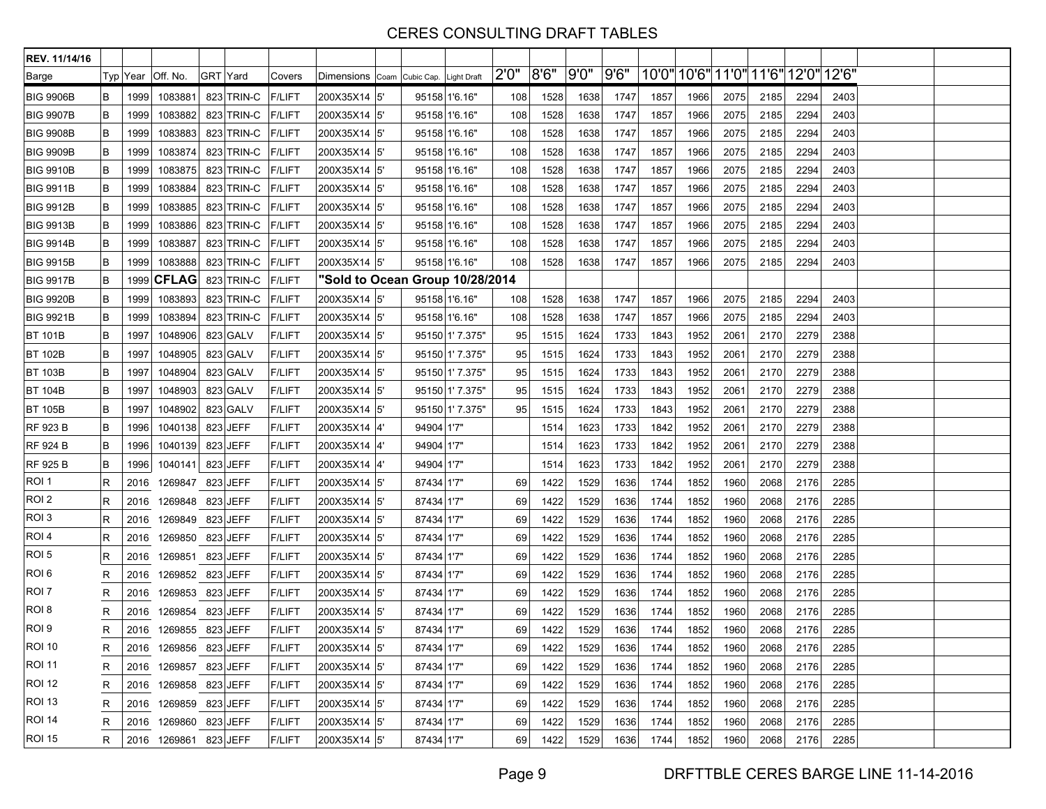# CERES CONSULTING DRAFT TABLES

| REV. 11/14/16 | | | | | | | | | | | | | | | | | | | | | | | |
|---|---|---|---|---|---|---|---|---|---|---|---|---|---|---|---|---|---|---|---|---|---|---|---|
| Barge | Typ | Year | Off. No. | GRT | Yard | Covers | Dimensions | Coam | Cubic Cap. | Light Draft | 2'0" | 8'6" | 9'0" | 9'6" | 10'0" | 10'6" | 11'0" | 11'6" | 12'0" | 12'6" | | |
| BIG 9906B | B | 1999 | 1083881 | 823 | TRIN-C | F/LIFT | 200X35X14 | 5' | 95158 | 1'6.16" | 108 | 1528 | 1638 | 1747 | 1857 | 1966 | 2075 | 2185 | 2294 | 2403 | | |
| BIG 9907B | B | 1999 | 1083882 | 823 | TRIN-C | F/LIFT | 200X35X14 | 5' | 95158 | 1'6.16" | 108 | 1528 | 1638 | 1747 | 1857 | 1966 | 2075 | 2185 | 2294 | 2403 | | |
| BIG 9908B | B | 1999 | 1083883 | 823 | TRIN-C | F/LIFT | 200X35X14 | 5' | 95158 | 1'6.16" | 108 | 1528 | 1638 | 1747 | 1857 | 1966 | 2075 | 2185 | 2294 | 2403 | | |
| BIG 9909B | B | 1999 | 1083874 | 823 | TRIN-C | F/LIFT | 200X35X14 | 5' | 95158 | 1'6.16" | 108 | 1528 | 1638 | 1747 | 1857 | 1966 | 2075 | 2185 | 2294 | 2403 | | |
| BIG 9910B | B | 1999 | 1083875 | 823 | TRIN-C | F/LIFT | 200X35X14 | 5' | 95158 | 1'6.16" | 108 | 1528 | 1638 | 1747 | 1857 | 1966 | 2075 | 2185 | 2294 | 2403 | | |
| BIG 9911B | B | 1999 | 1083884 | 823 | TRIN-C | F/LIFT | 200X35X14 | 5' | 95158 | 1'6.16" | 108 | 1528 | 1638 | 1747 | 1857 | 1966 | 2075 | 2185 | 2294 | 2403 | | |
| BIG 9912B | B | 1999 | 1083885 | 823 | TRIN-C | F/LIFT | 200X35X14 | 5' | 95158 | 1'6.16" | 108 | 1528 | 1638 | 1747 | 1857 | 1966 | 2075 | 2185 | 2294 | 2403 | | |
| BIG 9913B | B | 1999 | 1083886 | 823 | TRIN-C | F/LIFT | 200X35X14 | 5' | 95158 | 1'6.16" | 108 | 1528 | 1638 | 1747 | 1857 | 1966 | 2075 | 2185 | 2294 | 2403 | | |
| BIG 9914B | B | 1999 | 1083887 | 823 | TRIN-C | F/LIFT | 200X35X14 | 5' | 95158 | 1'6.16" | 108 | 1528 | 1638 | 1747 | 1857 | 1966 | 2075 | 2185 | 2294 | 2403 | | |
| BIG 9915B | B | 1999 | 1083888 | 823 | TRIN-C | F/LIFT | 200X35X14 | 5' | 95158 | 1'6.16" | 108 | 1528 | 1638 | 1747 | 1857 | 1966 | 2075 | 2185 | 2294 | 2403 | | |
| BIG 9917B | B | 1999 | **CFLAG** | 823 | TRIN-C | F/LIFT | **"Sold to Ocean Group 10/28/2014** | | | | | | | | | | | | | | | |
| BIG 9920B | B | 1999 | 1083893 | 823 | TRIN-C | F/LIFT | 200X35X14 | 5' | 95158 | 1'6.16" | 108 | 1528 | 1638 | 1747 | 1857 | 1966 | 2075 | 2185 | 2294 | 2403 | | |
| BIG 9921B | B | 1999 | 1083894 | 823 | TRIN-C | F/LIFT | 200X35X14 | 5' | 95158 | 1'6.16" | 108 | 1528 | 1638 | 1747 | 1857 | 1966 | 2075 | 2185 | 2294 | 2403 | | |
| BT 101B | B | 1997 | 1048906 | 823 | GALV | F/LIFT | 200X35X14 | 5' | 95150 | 1' 7.375" | 95 | 1515 | 1624 | 1733 | 1843 | 1952 | 2061 | 2170 | 2279 | 2388 | | |
| BT 102B | B | 1997 | 1048905 | 823 | GALV | F/LIFT | 200X35X14 | 5' | 95150 | 1' 7.375" | 95 | 1515 | 1624 | 1733 | 1843 | 1952 | 2061 | 2170 | 2279 | 2388 | | |
| BT 103B | B | 1997 | 1048904 | 823 | GALV | F/LIFT | 200X35X14 | 5' | 95150 | 1' 7.375" | 95 | 1515 | 1624 | 1733 | 1843 | 1952 | 2061 | 2170 | 2279 | 2388 | | |
| BT 104B | B | 1997 | 1048903 | 823 | GALV | F/LIFT | 200X35X14 | 5' | 95150 | 1' 7.375" | 95 | 1515 | 1624 | 1733 | 1843 | 1952 | 2061 | 2170 | 2279 | 2388 | | |
| BT 105B | B | 1997 | 1048902 | 823 | GALV | F/LIFT | 200X35X14 | 5' | 95150 | 1' 7.375" | 95 | 1515 | 1624 | 1733 | 1843 | 1952 | 2061 | 2170 | 2279 | 2388 | | |
| RF 923 B | B | 1996 | 1040138 | 823 | JEFF | F/LIFT | 200X35X14 | 4' | 94904 | 1'7" | | 1514 | 1623 | 1733 | 1842 | 1952 | 2061 | 2170 | 2279 | 2388 | | |
| RF 924 B | B | 1996 | 1040139 | 823 | JEFF | F/LIFT | 200X35X14 | 4' | 94904 | 1'7" | | 1514 | 1623 | 1733 | 1842 | 1952 | 2061 | 2170 | 2279 | 2388 | | |
| RF 925 B | B | 1996 | 1040141 | 823 | JEFF | F/LIFT | 200X35X14 | 4' | 94904 | 1'7" | | 1514 | 1623 | 1733 | 1842 | 1952 | 2061 | 2170 | 2279 | 2388 | | |
| ROI 1 | R | 2016 | 1269847 | 823 | JEFF | F/LIFT | 200X35X14 | 5' | 87434 | 1'7" | 69 | 1422 | 1529 | 1636 | 1744 | 1852 | 1960 | 2068 | 2176 | 2285 | | |
| ROI 2 | R | 2016 | 1269848 | 823 | JEFF | F/LIFT | 200X35X14 | 5' | 87434 | 1'7" | 69 | 1422 | 1529 | 1636 | 1744 | 1852 | 1960 | 2068 | 2176 | 2285 | | |
| ROI 3 | R | 2016 | 1269849 | 823 | JEFF | F/LIFT | 200X35X14 | 5' | 87434 | 1'7" | 69 | 1422 | 1529 | 1636 | 1744 | 1852 | 1960 | 2068 | 2176 | 2285 | | |
| ROI 4 | R | 2016 | 1269850 | 823 | JEFF | F/LIFT | 200X35X14 | 5' | 87434 | 1'7" | 69 | 1422 | 1529 | 1636 | 1744 | 1852 | 1960 | 2068 | 2176 | 2285 | | |
| ROI 5 | R | 2016 | 1269851 | 823 | JEFF | F/LIFT | 200X35X14 | 5' | 87434 | 1'7" | 69 | 1422 | 1529 | 1636 | 1744 | 1852 | 1960 | 2068 | 2176 | 2285 | | |
| ROI 6 | R | 2016 | 1269852 | 823 | JEFF | F/LIFT | 200X35X14 | 5' | 87434 | 1'7" | 69 | 1422 | 1529 | 1636 | 1744 | 1852 | 1960 | 2068 | 2176 | 2285 | | |
| ROI 7 | R | 2016 | 1269853 | 823 | JEFF | F/LIFT | 200X35X14 | 5' | 87434 | 1'7" | 69 | 1422 | 1529 | 1636 | 1744 | 1852 | 1960 | 2068 | 2176 | 2285 | | |
| ROI 8 | R | 2016 | 1269854 | 823 | JEFF | F/LIFT | 200X35X14 | 5' | 87434 | 1'7" | 69 | 1422 | 1529 | 1636 | 1744 | 1852 | 1960 | 2068 | 2176 | 2285 | | |
| ROI 9 | R | 2016 | 1269855 | 823 | JEFF | F/LIFT | 200X35X14 | 5' | 87434 | 1'7" | 69 | 1422 | 1529 | 1636 | 1744 | 1852 | 1960 | 2068 | 2176 | 2285 | | |
| ROI 10 | R | 2016 | 1269856 | 823 | JEFF | F/LIFT | 200X35X14 | 5' | 87434 | 1'7" | 69 | 1422 | 1529 | 1636 | 1744 | 1852 | 1960 | 2068 | 2176 | 2285 | | |
| ROI 11 | R | 2016 | 1269857 | 823 | JEFF | F/LIFT | 200X35X14 | 5' | 87434 | 1'7" | 69 | 1422 | 1529 | 1636 | 1744 | 1852 | 1960 | 2068 | 2176 | 2285 | | |
| ROI 12 | R | 2016 | 1269858 | 823 | JEFF | F/LIFT | 200X35X14 | 5' | 87434 | 1'7" | 69 | 1422 | 1529 | 1636 | 1744 | 1852 | 1960 | 2068 | 2176 | 2285 | | |
| ROI 13 | R | 2016 | 1269859 | 823 | JEFF | F/LIFT | 200X35X14 | 5' | 87434 | 1'7" | 69 | 1422 | 1529 | 1636 | 1744 | 1852 | 1960 | 2068 | 2176 | 2285 | | |
| ROI 14 | R | 2016 | 1269860 | 823 | JEFF | F/LIFT | 200X35X14 | 5' | 87434 | 1'7" | 69 | 1422 | 1529 | 1636 | 1744 | 1852 | 1960 | 2068 | 2176 | 2285 | | |
| ROI 15 | R | 2016 | 1269861 | 823 | JEFF | F/LIFT | 200X35X14 | 5' | 87434 | 1'7" | 69 | 1422 | 1529 | 1636 | 1744 | 1852 | 1960 | 2068 | 2176 | 2285 | | |

DRFTTBLE CERES BARGE LINE 11-14-2016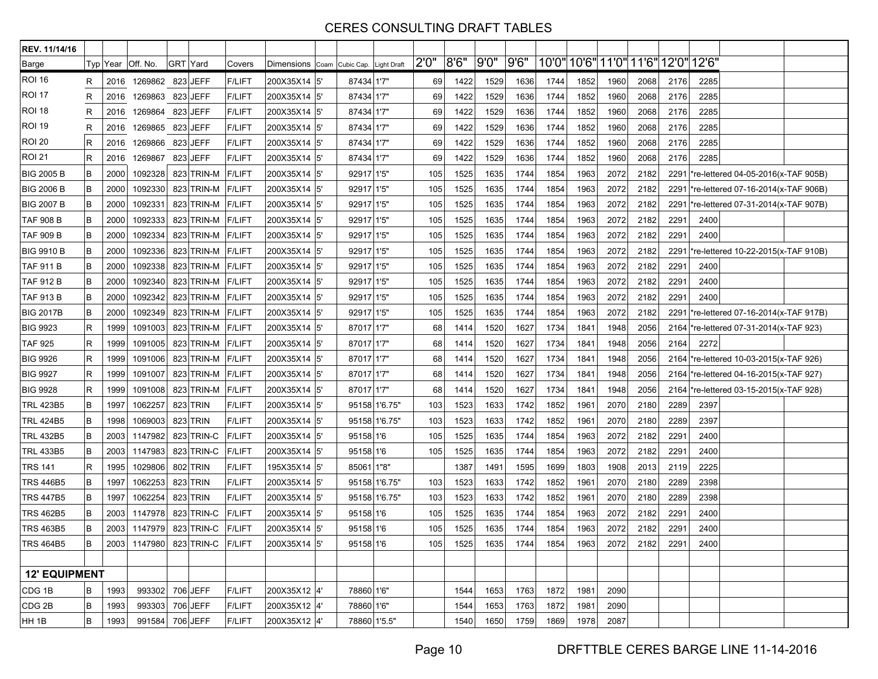| REV. 11/14/16 | | | | | | | | | | | | | | | | | | | | | |
|---|---|---|---|---|---|---|---|---|---|---|---|---|---|---|---|---|---|---|---|---|---|
| Barge | Typ | Year | Off. No. | GRT | Yard | Covers | Dimensions | Coam | Cubic Cap. | Light Draft | 2'0" | 8'6" | 9'0" | 9'6" | 10'0" | 10'6" | 11'0" | 11'6" | 12'0" | 12'6" | |
| ROI 16 | R | 2016 | 1269862 | 823 | JEFF | F/LIFT | 200X35X14 | 5' | 87434 | 1'7" | 69 | 1422 | 1529 | 1636 | 1744 | 1852 | 1960 | 2068 | 2176 | 2285 | |
| ROI 17 | R | 2016 | 1269863 | 823 | JEFF | F/LIFT | 200X35X14 | 5' | 87434 | 1'7" | 69 | 1422 | 1529 | 1636 | 1744 | 1852 | 1960 | 2068 | 2176 | 2285 | |
| ROI 18 | R | 2016 | 1269864 | 823 | JEFF | F/LIFT | 200X35X14 | 5' | 87434 | 1'7" | 69 | 1422 | 1529 | 1636 | 1744 | 1852 | 1960 | 2068 | 2176 | 2285 | |
| ROI 19 | R | 2016 | 1269865 | 823 | JEFF | F/LIFT | 200X35X14 | 5' | 87434 | 1'7" | 69 | 1422 | 1529 | 1636 | 1744 | 1852 | 1960 | 2068 | 2176 | 2285 | |
| ROI 20 | R | 2016 | 1269866 | 823 | JEFF | F/LIFT | 200X35X14 | 5' | 87434 | 1'7" | 69 | 1422 | 1529 | 1636 | 1744 | 1852 | 1960 | 2068 | 2176 | 2285 | |
| ROI 21 | R | 2016 | 1269867 | 823 | JEFF | F/LIFT | 200X35X14 | 5' | 87434 | 1'7" | 69 | 1422 | 1529 | 1636 | 1744 | 1852 | 1960 | 2068 | 2176 | 2285 | |
| BIG 2005 B | B | 2000 | 1092328 | 823 | TRIN-M | F/LIFT | 200X35X14 | 5' | 92917 | 1'5" | 105 | 1525 | 1635 | 1744 | 1854 | 1963 | 2072 | 2182 | 2291 | | *re-lettered 04-05-2016(x-TAF 905B) |
| BIG 2006 B | B | 2000 | 1092330 | 823 | TRIN-M | F/LIFT | 200X35X14 | 5' | 92917 | 1'5" | 105 | 1525 | 1635 | 1744 | 1854 | 1963 | 2072 | 2182 | 2291 | | *re-lettered 07-16-2014(x-TAF 906B) |
| BIG 2007 B | B | 2000 | 1092331 | 823 | TRIN-M | F/LIFT | 200X35X14 | 5' | 92917 | 1'5" | 105 | 1525 | 1635 | 1744 | 1854 | 1963 | 2072 | 2182 | 2291 | | *re-lettered 07-31-2014(x-TAF 907B) |
| TAF 908 B | B | 2000 | 1092333 | 823 | TRIN-M | F/LIFT | 200X35X14 | 5' | 92917 | 1'5" | 105 | 1525 | 1635 | 1744 | 1854 | 1963 | 2072 | 2182 | 2291 | 2400 | |
| TAF 909 B | B | 2000 | 1092334 | 823 | TRIN-M | F/LIFT | 200X35X14 | 5' | 92917 | 1'5" | 105 | 1525 | 1635 | 1744 | 1854 | 1963 | 2072 | 2182 | 2291 | 2400 | |
| BIG 9910 B | B | 2000 | 1092336 | 823 | TRIN-M | F/LIFT | 200X35X14 | 5' | 92917 | 1'5" | 105 | 1525 | 1635 | 1744 | 1854 | 1963 | 2072 | 2182 | 2291 | | *re-lettered 10-22-2015(x-TAF 910B) |
| TAF 911 B | B | 2000 | 1092338 | 823 | TRIN-M | F/LIFT | 200X35X14 | 5' | 92917 | 1'5" | 105 | 1525 | 1635 | 1744 | 1854 | 1963 | 2072 | 2182 | 2291 | 2400 | |
| TAF 912 B | B | 2000 | 1092340 | 823 | TRIN-M | F/LIFT | 200X35X14 | 5' | 92917 | 1'5" | 105 | 1525 | 1635 | 1744 | 1854 | 1963 | 2072 | 2182 | 2291 | 2400 | |
| TAF 913 B | B | 2000 | 1092342 | 823 | TRIN-M | F/LIFT | 200X35X14 | 5' | 92917 | 1'5" | 105 | 1525 | 1635 | 1744 | 1854 | 1963 | 2072 | 2182 | 2291 | 2400 | |
| BIG 2017B | B | 2000 | 1092349 | 823 | TRIN-M | F/LIFT | 200X35X14 | 5' | 92917 | 1'5" | 105 | 1525 | 1635 | 1744 | 1854 | 1963 | 2072 | 2182 | 2291 | | *re-lettered 07-16-2014(x-TAF 917B) |
| BIG 9923 | R | 1999 | 1091003 | 823 | TRIN-M | F/LIFT | 200X35X14 | 5' | 87017 | 1'7" | 68 | 1414 | 1520 | 1627 | 1734 | 1841 | 1948 | 2056 | 2164 | | *re-lettered 07-31-2014(x-TAF 923) |
| TAF 925 | R | 1999 | 1091005 | 823 | TRIN-M | F/LIFT | 200X35X14 | 5' | 87017 | 1'7" | 68 | 1414 | 1520 | 1627 | 1734 | 1841 | 1948 | 2056 | 2164 | 2272 | |
| BIG 9926 | R | 1999 | 1091006 | 823 | TRIN-M | F/LIFT | 200X35X14 | 5' | 87017 | 1'7" | 68 | 1414 | 1520 | 1627 | 1734 | 1841 | 1948 | 2056 | 2164 | | *re-lettered 10-03-2015(x-TAF 926) |
| BIG 9927 | R | 1999 | 1091007 | 823 | TRIN-M | F/LIFT | 200X35X14 | 5' | 87017 | 1'7" | 68 | 1414 | 1520 | 1627 | 1734 | 1841 | 1948 | 2056 | 2164 | | *re-lettered 04-16-2015(x-TAF 927) |
| BIG 9928 | R | 1999 | 1091008 | 823 | TRIN-M | F/LIFT | 200X35X14 | 5' | 87017 | 1'7" | 68 | 1414 | 1520 | 1627 | 1734 | 1841 | 1948 | 2056 | 2164 | | *re-lettered 03-15-2015(x-TAF 928) |
| TRL 423B5 | B | 1997 | 1062257 | 823 | TRIN | F/LIFT | 200X35X14 | 5' | 95158 | 1'6.75" | 103 | 1523 | 1633 | 1742 | 1852 | 1961 | 2070 | 2180 | 2289 | 2397 | |
| TRL 424B5 | B | 1998 | 1069003 | 823 | TRIN | F/LIFT | 200X35X14 | 5' | 95158 | 1'6.75" | 103 | 1523 | 1633 | 1742 | 1852 | 1961 | 2070 | 2180 | 2289 | 2397 | |
| TRL 432B5 | B | 2003 | 1147982 | 823 | TRIN-C | F/LIFT | 200X35X14 | 5' | 95158 | 1'6 | 105 | 1525 | 1635 | 1744 | 1854 | 1963 | 2072 | 2182 | 2291 | 2400 | |
| TRL 433B5 | B | 2003 | 1147983 | 823 | TRIN-C | F/LIFT | 200X35X14 | 5' | 95158 | 1'6 | 105 | 1525 | 1635 | 1744 | 1854 | 1963 | 2072 | 2182 | 2291 | 2400 | |
| TRS 141 | R | 1995 | 1029806 | 802 | TRIN | F/LIFT | 195X35X14 | 5' | 85061 | 1"8" | | 1387 | 1491 | 1595 | 1699 | 1803 | 1908 | 2013 | 2119 | 2225 | |
| TRS 446B5 | B | 1997 | 1062253 | 823 | TRIN | F/LIFT | 200X35X14 | 5' | 95158 | 1'6.75" | 103 | 1523 | 1633 | 1742 | 1852 | 1961 | 2070 | 2180 | 2289 | 2398 | |
| TRS 447B5 | B | 1997 | 1062254 | 823 | TRIN | F/LIFT | 200X35X14 | 5' | 95158 | 1'6.75" | 103 | 1523 | 1633 | 1742 | 1852 | 1961 | 2070 | 2180 | 2289 | 2398 | |
| TRS 462B5 | B | 2003 | 1147978 | 823 | TRIN-C | F/LIFT | 200X35X14 | 5' | 95158 | 1'6 | 105 | 1525 | 1635 | 1744 | 1854 | 1963 | 2072 | 2182 | 2291 | 2400 | |
| TRS 463B5 | B | 2003 | 1147979 | 823 | TRIN-C | F/LIFT | 200X35X14 | 5' | 95158 | 1'6 | 105 | 1525 | 1635 | 1744 | 1854 | 1963 | 2072 | 2182 | 2291 | 2400 | |
| TRS 464B5 | B | 2003 | 1147980 | 823 | TRIN-C | F/LIFT | 200X35X14 | 5' | 95158 | 1'6 | 105 | 1525 | 1635 | 1744 | 1854 | 1963 | 2072 | 2182 | 2291 | 2400 | |
| | | | | | | | | | | | | | | | | | | | | | |
| **12' EQUIPMENT** | | | | | | | | | | | | | | | | | | | | | |
| CDG 1B | B | 1993 | 993302 | 706 | JEFF | F/LIFT | 200X35X12 | 4' | 78860 | 1'6" | | 1544 | 1653 | 1763 | 1872 | 1981 | 2090 | | | | |
| CDG 2B | B | 1993 | 993303 | 706 | JEFF | F/LIFT | 200X35X12 | 4' | 78860 | 1'6" | | 1544 | 1653 | 1763 | 1872 | 1981 | 2090 | | | | |
| HH 1B | B | 1993 | 991584 | 706 | JEFF | F/LIFT | 200X35X12 | 4' | 78860 | 1'5.5" | | 1540 | 1650 | 1759 | 1869 | 1978 | 2087 | | | | |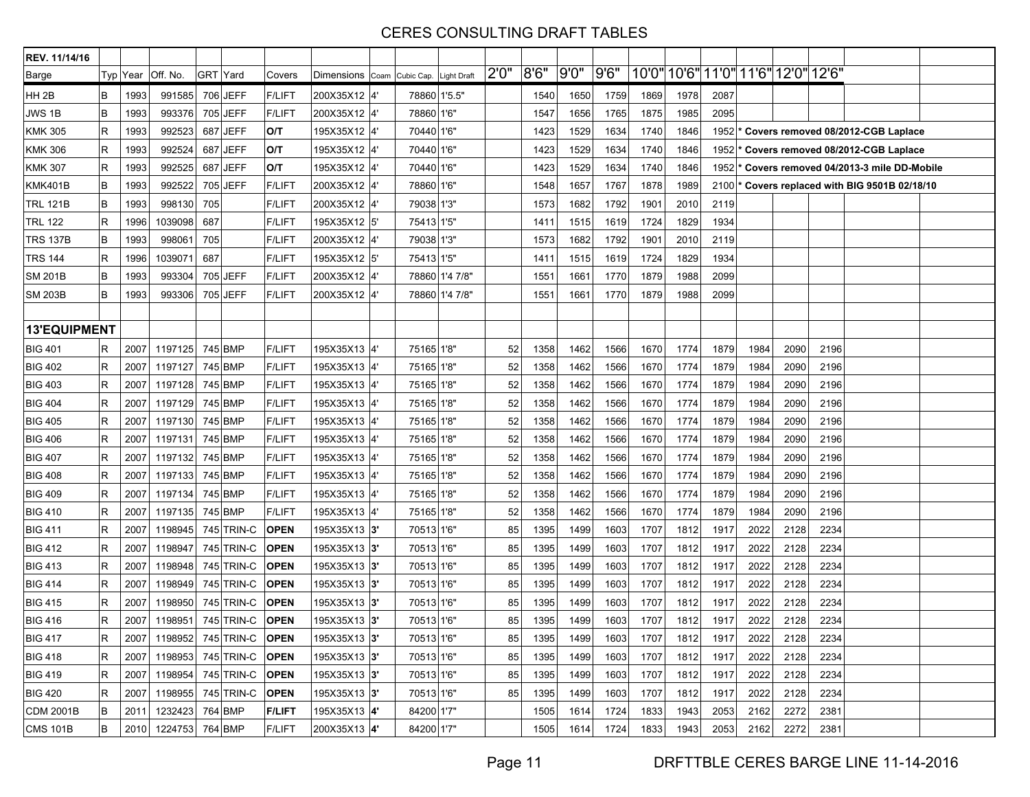| REV. 11/14/16 | | | | | | | | | | | | | | | | | | | | | |
|---|---|---|---|---|---|---|---|---|---|---|---|---|---|---|---|---|---|---|---|---|---|
| Barge | Typ | Year | Off. No. | GRT | Yard | Covers | Dimensions | Coam | Cubic Cap. | Light Draft | 2'0" | 8'6" | 9'0" | 9'6" | 10'0" | 10'6" | 11'0" | 11'6" | 12'0" | 12'6" | |
| HH 2B | B | 1993 | 991585 | 706 | JEFF | F/LIFT | 200X35X12 | 4' | 78860 | 1'5.5" | | 1540 | 1650 | 1759 | 1869 | 1978 | 2087 | | | | |
| JWS 1B | B | 1993 | 993376 | 705 | JEFF | F/LIFT | 200X35X12 | 4' | 78860 | 1'6" | | 1547 | 1656 | 1765 | 1875 | 1985 | 2095 | | | | |
| KMK 305 | R | 1993 | 992523 | 687 | JEFF | **O/T** | 195X35X12 | 4' | 70440 | 1'6" | | 1423 | 1529 | 1634 | 1740 | 1846 | 1952 | | | | **\* Covers removed 08/2012-CGB Laplace** |
| KMK 306 | R | 1993 | 992524 | 687 | JEFF | **O/T** | 195X35X12 | 4' | 70440 | 1'6" | | 1423 | 1529 | 1634 | 1740 | 1846 | 1952 | | | | **\* Covers removed 08/2012-CGB Laplace** |
| KMK 307 | R | 1993 | 992525 | 687 | JEFF | **O/T** | 195X35X12 | 4' | 70440 | 1'6" | | 1423 | 1529 | 1634 | 1740 | 1846 | 1952 | | | | **\* Covers removed 04/2013-3 mile DD-Mobile** |
| KMK401B | B | 1993 | 992522 | 705 | JEFF | F/LIFT | 200X35X12 | 4' | 78860 | 1'6" | | 1548 | 1657 | 1767 | 1878 | 1989 | 2100 | | | | **\* Covers replaced with BIG 9501B 02/18/10** |
| TRL 121B | B | 1993 | 998130 | 705 | | F/LIFT | 200X35X12 | 4' | 79038 | 1'3" | | 1573 | 1682 | 1792 | 1901 | 2010 | 2119 | | | | |
| TRL 122 | R | 1996 | 1039098 | 687 | | F/LIFT | 195X35X12 | 5' | 75413 | 1'5" | | 1411 | 1515 | 1619 | 1724 | 1829 | 1934 | | | | |
| TRS 137B | B | 1993 | 998061 | 705 | | F/LIFT | 200X35X12 | 4' | 79038 | 1'3" | | 1573 | 1682 | 1792 | 1901 | 2010 | 2119 | | | | |
| TRS 144 | R | 1996 | 1039071 | 687 | | F/LIFT | 195X35X12 | 5' | 75413 | 1'5" | | 1411 | 1515 | 1619 | 1724 | 1829 | 1934 | | | | |
| SM 201B | B | 1993 | 993304 | 705 | JEFF | F/LIFT | 200X35X12 | 4' | 78860 | 1'4 7/8" | | 1551 | 1661 | 1770 | 1879 | 1988 | 2099 | | | | |
| SM 203B | B | 1993 | 993306 | 705 | JEFF | F/LIFT | 200X35X12 | 4' | 78860 | 1'4 7/8" | | 1551 | 1661 | 1770 | 1879 | 1988 | 2099 | | | | |
| | | | | | | | | | | | | | | | | | | | | | |
| **13'EQUIPMENT** | | | | | | | | | | | | | | | | | | | | | |
| BIG 401 | R | 2007 | 1197125 | 745 | BMP | F/LIFT | 195X35X13 | 4' | 75165 | 1'8" | 52 | 1358 | 1462 | 1566 | 1670 | 1774 | 1879 | 1984 | 2090 | 2196 | |
| BIG 402 | R | 2007 | 1197127 | 745 | BMP | F/LIFT | 195X35X13 | 4' | 75165 | 1'8" | 52 | 1358 | 1462 | 1566 | 1670 | 1774 | 1879 | 1984 | 2090 | 2196 | |
| BIG 403 | R | 2007 | 1197128 | 745 | BMP | F/LIFT | 195X35X13 | 4' | 75165 | 1'8" | 52 | 1358 | 1462 | 1566 | 1670 | 1774 | 1879 | 1984 | 2090 | 2196 | |
| BIG 404 | R | 2007 | 1197129 | 745 | BMP | F/LIFT | 195X35X13 | 4' | 75165 | 1'8" | 52 | 1358 | 1462 | 1566 | 1670 | 1774 | 1879 | 1984 | 2090 | 2196 | |
| BIG 405 | R | 2007 | 1197130 | 745 | BMP | F/LIFT | 195X35X13 | 4' | 75165 | 1'8" | 52 | 1358 | 1462 | 1566 | 1670 | 1774 | 1879 | 1984 | 2090 | 2196 | |
| BIG 406 | R | 2007 | 1197131 | 745 | BMP | F/LIFT | 195X35X13 | 4' | 75165 | 1'8" | 52 | 1358 | 1462 | 1566 | 1670 | 1774 | 1879 | 1984 | 2090 | 2196 | |
| BIG 407 | R | 2007 | 1197132 | 745 | BMP | F/LIFT | 195X35X13 | 4' | 75165 | 1'8" | 52 | 1358 | 1462 | 1566 | 1670 | 1774 | 1879 | 1984 | 2090 | 2196 | |
| BIG 408 | R | 2007 | 1197133 | 745 | BMP | F/LIFT | 195X35X13 | 4' | 75165 | 1'8" | 52 | 1358 | 1462 | 1566 | 1670 | 1774 | 1879 | 1984 | 2090 | 2196 | |
| BIG 409 | R | 2007 | 1197134 | 745 | BMP | F/LIFT | 195X35X13 | 4' | 75165 | 1'8" | 52 | 1358 | 1462 | 1566 | 1670 | 1774 | 1879 | 1984 | 2090 | 2196 | |
| BIG 410 | R | 2007 | 1197135 | 745 | BMP | F/LIFT | 195X35X13 | 4' | 75165 | 1'8" | 52 | 1358 | 1462 | 1566 | 1670 | 1774 | 1879 | 1984 | 2090 | 2196 | |
| BIG 411 | R | 2007 | 1198945 | 745 | TRIN-C | **OPEN** | 195X35X13 | **3'** | 70513 | 1'6" | 85 | 1395 | 1499 | 1603 | 1707 | 1812 | 1917 | 2022 | 2128 | 2234 | |
| BIG 412 | R | 2007 | 1198947 | 745 | TRIN-C | **OPEN** | 195X35X13 | **3'** | 70513 | 1'6" | 85 | 1395 | 1499 | 1603 | 1707 | 1812 | 1917 | 2022 | 2128 | 2234 | |
| BIG 413 | R | 2007 | 1198948 | 745 | TRIN-C | **OPEN** | 195X35X13 | **3'** | 70513 | 1'6" | 85 | 1395 | 1499 | 1603 | 1707 | 1812 | 1917 | 2022 | 2128 | 2234 | |
| BIG 414 | R | 2007 | 1198949 | 745 | TRIN-C | **OPEN** | 195X35X13 | **3'** | 70513 | 1'6" | 85 | 1395 | 1499 | 1603 | 1707 | 1812 | 1917 | 2022 | 2128 | 2234 | |
| BIG 415 | R | 2007 | 1198950 | 745 | TRIN-C | **OPEN** | 195X35X13 | **3'** | 70513 | 1'6" | 85 | 1395 | 1499 | 1603 | 1707 | 1812 | 1917 | 2022 | 2128 | 2234 | |
| BIG 416 | R | 2007 | 1198951 | 745 | TRIN-C | **OPEN** | 195X35X13 | **3'** | 70513 | 1'6" | 85 | 1395 | 1499 | 1603 | 1707 | 1812 | 1917 | 2022 | 2128 | 2234 | |
| BIG 417 | R | 2007 | 1198952 | 745 | TRIN-C | **OPEN** | 195X35X13 | **3'** | 70513 | 1'6" | 85 | 1395 | 1499 | 1603 | 1707 | 1812 | 1917 | 2022 | 2128 | 2234 | |
| BIG 418 | R | 2007 | 1198953 | 745 | TRIN-C | **OPEN** | 195X35X13 | **3'** | 70513 | 1'6" | 85 | 1395 | 1499 | 1603 | 1707 | 1812 | 1917 | 2022 | 2128 | 2234 | |
| BIG 419 | R | 2007 | 1198954 | 745 | TRIN-C | **OPEN** | 195X35X13 | **3'** | 70513 | 1'6" | 85 | 1395 | 1499 | 1603 | 1707 | 1812 | 1917 | 2022 | 2128 | 2234 | |
| BIG 420 | R | 2007 | 1198955 | 745 | TRIN-C | **OPEN** | 195X35X13 | **3'** | 70513 | 1'6" | 85 | 1395 | 1499 | 1603 | 1707 | 1812 | 1917 | 2022 | 2128 | 2234 | |
| CDM 2001B | B | 2011 | 1232423 | 764 | BMP | **F/LIFT** | 195X35X13 | **4'** | 84200 | 1'7" | | 1505 | 1614 | 1724 | 1833 | 1943 | 2053 | 2162 | 2272 | 2381 | |
| CMS 101B | B | 2010 | 1224753 | 764 | BMP | F/LIFT | 200X35X13 | **4'** | 84200 | 1'7" | | 1505 | 1614 | 1724 | 1833 | 1943 | 2053 | 2162 | 2272 | 2381 | |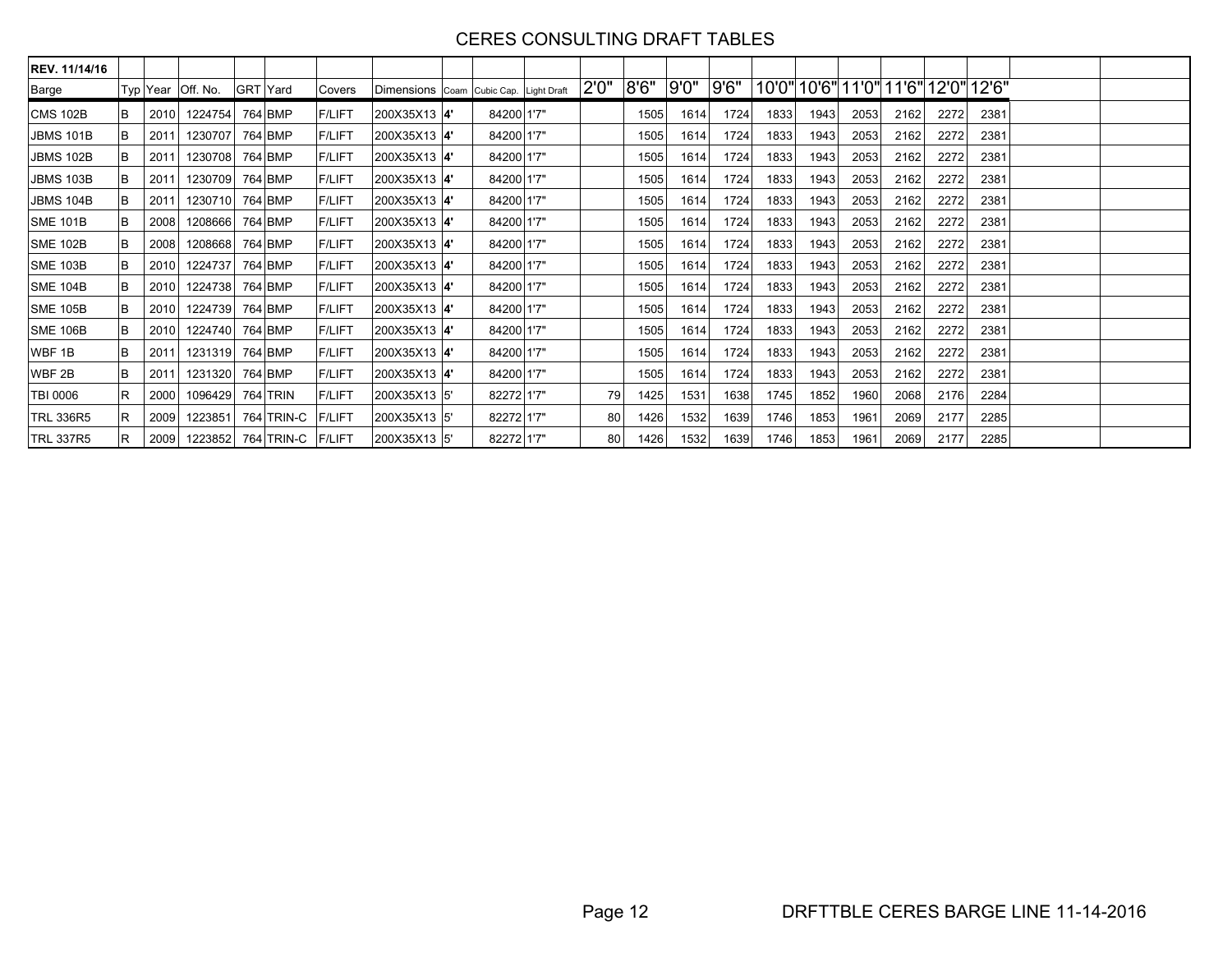# CERES CONSULTING DRAFT TABLES

**REV. 11/14/16**

| Barge | Typ | Year | Off. No. | GRT | Yard | Covers | Dimensions | Coam | Cubic Cap. | Light Draft | 2'0" | 8'6" | 9'0" | 9'6" | 10'0" | 10'6" | 11'0" | 11'6" | 12'0" | 12'6" |
|---|---|---|---|---|---|---|---|---|---|---|---|---|---|---|---|---|---|---|---|---|
| CMS 102B | B | 2010 | 1224754 | 764 | BMP | F/LIFT | 200X35X13 | **4'** | 84200 | 1'7" | | 1505 | 1614 | 1724 | 1833 | 1943 | 2053 | 2162 | 2272 | 2381 |
| JBMS 101B | B | 2011 | 1230707 | 764 | BMP | F/LIFT | 200X35X13 | **4'** | 84200 | 1'7" | | 1505 | 1614 | 1724 | 1833 | 1943 | 2053 | 2162 | 2272 | 2381 |
| JBMS 102B | B | 2011 | 1230708 | 764 | BMP | F/LIFT | 200X35X13 | **4'** | 84200 | 1'7" | | 1505 | 1614 | 1724 | 1833 | 1943 | 2053 | 2162 | 2272 | 2381 |
| JBMS 103B | B | 2011 | 1230709 | 764 | BMP | F/LIFT | 200X35X13 | **4'** | 84200 | 1'7" | | 1505 | 1614 | 1724 | 1833 | 1943 | 2053 | 2162 | 2272 | 2381 |
| JBMS 104B | B | 2011 | 1230710 | 764 | BMP | F/LIFT | 200X35X13 | **4'** | 84200 | 1'7" | | 1505 | 1614 | 1724 | 1833 | 1943 | 2053 | 2162 | 2272 | 2381 |
| SME 101B | B | 2008 | 1208666 | 764 | BMP | F/LIFT | 200X35X13 | **4'** | 84200 | 1'7" | | 1505 | 1614 | 1724 | 1833 | 1943 | 2053 | 2162 | 2272 | 2381 |
| SME 102B | B | 2008 | 1208668 | 764 | BMP | F/LIFT | 200X35X13 | **4'** | 84200 | 1'7" | | 1505 | 1614 | 1724 | 1833 | 1943 | 2053 | 2162 | 2272 | 2381 |
| SME 103B | B | 2010 | 1224737 | 764 | BMP | F/LIFT | 200X35X13 | **4'** | 84200 | 1'7" | | 1505 | 1614 | 1724 | 1833 | 1943 | 2053 | 2162 | 2272 | 2381 |
| SME 104B | B | 2010 | 1224738 | 764 | BMP | F/LIFT | 200X35X13 | **4'** | 84200 | 1'7" | | 1505 | 1614 | 1724 | 1833 | 1943 | 2053 | 2162 | 2272 | 2381 |
| SME 105B | B | 2010 | 1224739 | 764 | BMP | F/LIFT | 200X35X13 | **4'** | 84200 | 1'7" | | 1505 | 1614 | 1724 | 1833 | 1943 | 2053 | 2162 | 2272 | 2381 |
| SME 106B | B | 2010 | 1224740 | 764 | BMP | F/LIFT | 200X35X13 | **4'** | 84200 | 1'7" | | 1505 | 1614 | 1724 | 1833 | 1943 | 2053 | 2162 | 2272 | 2381 |
| WBF 1B | B | 2011 | 1231319 | 764 | BMP | F/LIFT | 200X35X13 | **4'** | 84200 | 1'7" | | 1505 | 1614 | 1724 | 1833 | 1943 | 2053 | 2162 | 2272 | 2381 |
| WBF 2B | B | 2011 | 1231320 | 764 | BMP | F/LIFT | 200X35X13 | **4'** | 84200 | 1'7" | | 1505 | 1614 | 1724 | 1833 | 1943 | 2053 | 2162 | 2272 | 2381 |
| TBI 0006 | R | 2000 | 1096429 | 764 | TRIN | F/LIFT | 200X35X13 | 5' | 82272 | 1'7" | 79 | 1425 | 1531 | 1638 | 1745 | 1852 | 1960 | 2068 | 2176 | 2284 |
| TRL 336R5 | R | 2009 | 1223851 | 764 | TRIN-C | F/LIFT | 200X35X13 | 5' | 82272 | 1'7" | 80 | 1426 | 1532 | 1639 | 1746 | 1853 | 1961 | 2069 | 2177 | 2285 |
| TRL 337R5 | R | 2009 | 1223852 | 764 | TRIN-C | F/LIFT | 200X35X13 | 5' | 82272 | 1'7" | 80 | 1426 | 1532 | 1639 | 1746 | 1853 | 1961 | 2069 | 2177 | 2285 |